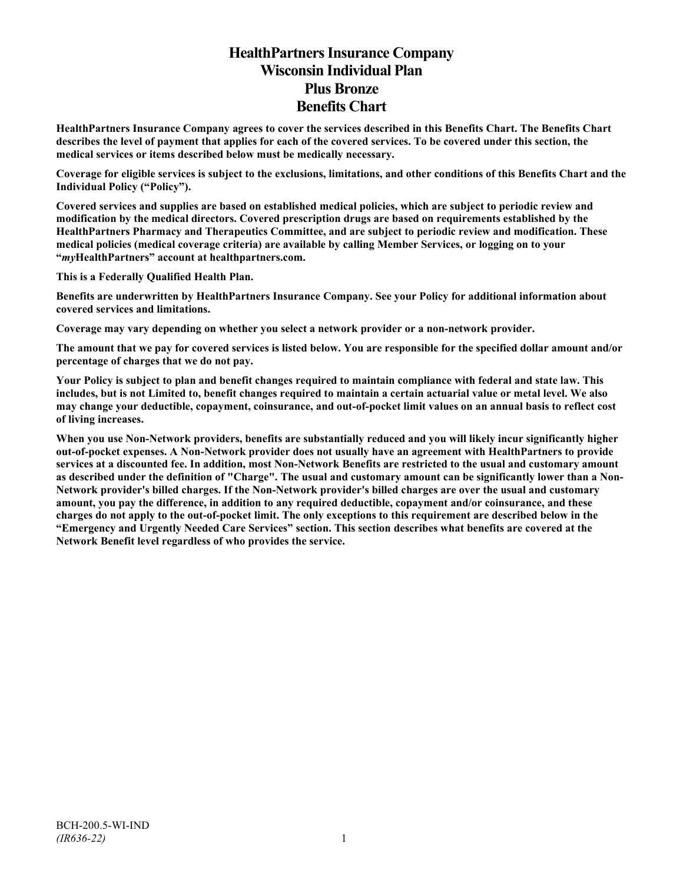# HealthPartners Insurance Company
# Wisconsin Individual Plan
# Plus Bronze
# Benefits Chart

**HealthPartners Insurance Company agrees to cover the services described in this Benefits Chart. The Benefits Chart describes the level of payment that applies for each of the covered services. To be covered under this section, the medical services or items described below must be medically necessary.**

**Coverage for eligible services is subject to the exclusions, limitations, and other conditions of this Benefits Chart and the Individual Policy ("Policy").**

**Covered services and supplies are based on established medical policies, which are subject to periodic review and modification by the medical directors. Covered prescription drugs are based on requirements established by the HealthPartners Pharmacy and Therapeutics Committee, and are subject to periodic review and modification. These medical policies (medical coverage criteria) are available by calling Member Services, or logging on to your "*my*HealthPartners" account at healthpartners.com.**

**This is a Federally Qualified Health Plan.**

**Benefits are underwritten by HealthPartners Insurance Company. See your Policy for additional information about covered services and limitations.**

**Coverage may vary depending on whether you select a network provider or a non-network provider.**

**The amount that we pay for covered services is listed below. You are responsible for the specified dollar amount and/or percentage of charges that we do not pay.**

**Your Policy is subject to plan and benefit changes required to maintain compliance with federal and state law. This includes, but is not Limited to, benefit changes required to maintain a certain actuarial value or metal level. We also may change your deductible, copayment, coinsurance, and out-of-pocket limit values on an annual basis to reflect cost of living increases.**

**When you use Non-Network providers, benefits are substantially reduced and you will likely incur significantly higher out-of-pocket expenses. A Non-Network provider does not usually have an agreement with HealthPartners to provide services at a discounted fee. In addition, most Non-Network Benefits are restricted to the usual and customary amount as described under the definition of "Charge". The usual and customary amount can be significantly lower than a Non-Network provider's billed charges. If the Non-Network provider's billed charges are over the usual and customary amount, you pay the difference, in addition to any required deductible, copayment and/or coinsurance, and these charges do not apply to the out-of-pocket limit. The only exceptions to this requirement are described below in the "Emergency and Urgently Needed Care Services" section. This section describes what benefits are covered at the Network Benefit level regardless of who provides the service.**

BCH-200.5-WI-IND
*(IR636-22)*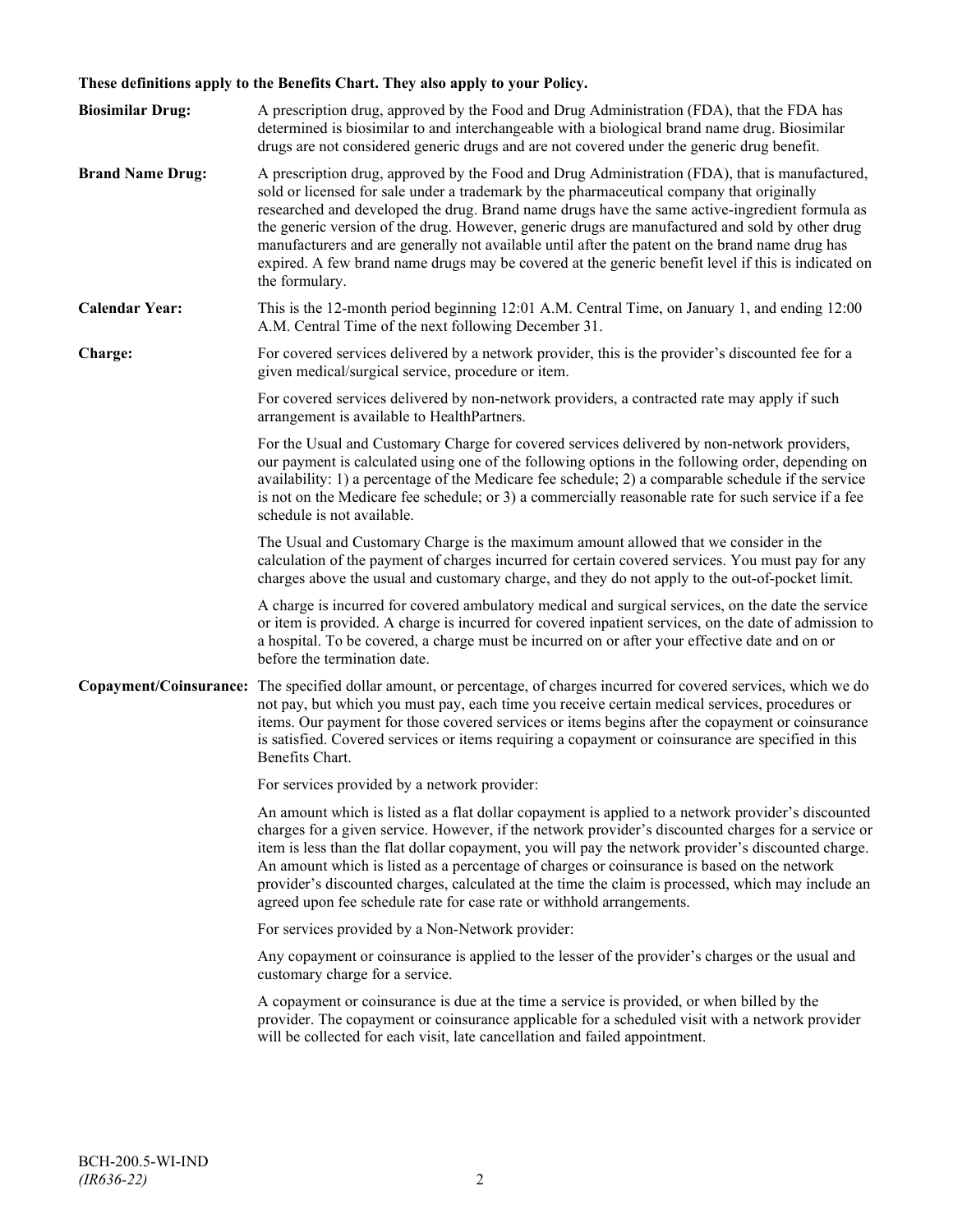**These definitions apply to the Benefits Chart. They also apply to your Policy.**

**Biosimilar Drug:** A prescription drug, approved by the Food and Drug Administration (FDA), that the FDA has determined is biosimilar to and interchangeable with a biological brand name drug. Biosimilar drugs are not considered generic drugs and are not covered under the generic drug benefit.

**Brand Name Drug:** A prescription drug, approved by the Food and Drug Administration (FDA), that is manufactured, sold or licensed for sale under a trademark by the pharmaceutical company that originally researched and developed the drug. Brand name drugs have the same active-ingredient formula as the generic version of the drug. However, generic drugs are manufactured and sold by other drug manufacturers and are generally not available until after the patent on the brand name drug has expired. A few brand name drugs may be covered at the generic benefit level if this is indicated on the formulary.

**Calendar Year:** This is the 12-month period beginning 12:01 A.M. Central Time, on January 1, and ending 12:00 A.M. Central Time of the next following December 31.

**Charge:** For covered services delivered by a network provider, this is the provider's discounted fee for a given medical/surgical service, procedure or item.

For covered services delivered by non-network providers, a contracted rate may apply if such arrangement is available to HealthPartners.

For the Usual and Customary Charge for covered services delivered by non-network providers, our payment is calculated using one of the following options in the following order, depending on availability: 1) a percentage of the Medicare fee schedule; 2) a comparable schedule if the service is not on the Medicare fee schedule; or 3) a commercially reasonable rate for such service if a fee schedule is not available.

The Usual and Customary Charge is the maximum amount allowed that we consider in the calculation of the payment of charges incurred for certain covered services. You must pay for any charges above the usual and customary charge, and they do not apply to the out-of-pocket limit.

A charge is incurred for covered ambulatory medical and surgical services, on the date the service or item is provided. A charge is incurred for covered inpatient services, on the date of admission to a hospital. To be covered, a charge must be incurred on or after your effective date and on or before the termination date.

**Copayment/Coinsurance:** The specified dollar amount, or percentage, of charges incurred for covered services, which we do not pay, but which you must pay, each time you receive certain medical services, procedures or items. Our payment for those covered services or items begins after the copayment or coinsurance is satisfied. Covered services or items requiring a copayment or coinsurance are specified in this Benefits Chart.

For services provided by a network provider:

An amount which is listed as a flat dollar copayment is applied to a network provider's discounted charges for a given service. However, if the network provider's discounted charges for a service or item is less than the flat dollar copayment, you will pay the network provider's discounted charge. An amount which is listed as a percentage of charges or coinsurance is based on the network provider's discounted charges, calculated at the time the claim is processed, which may include an agreed upon fee schedule rate for case rate or withhold arrangements.

For services provided by a Non-Network provider:

Any copayment or coinsurance is applied to the lesser of the provider's charges or the usual and customary charge for a service.

A copayment or coinsurance is due at the time a service is provided, or when billed by the provider. The copayment or coinsurance applicable for a scheduled visit with a network provider will be collected for each visit, late cancellation and failed appointment.

BCH-200.5-WI-IND
*(IR636-22)*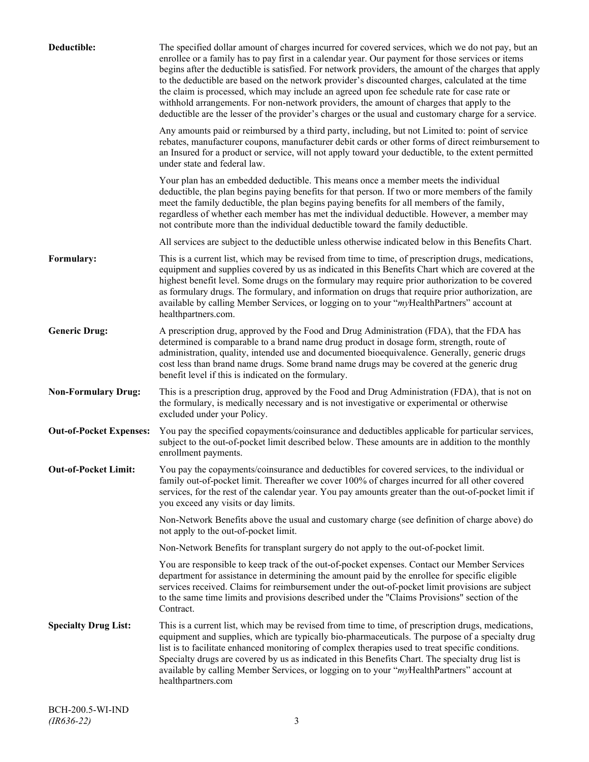**Deductible:** The specified dollar amount of charges incurred for covered services, which we do not pay, but an enrollee or a family has to pay first in a calendar year. Our payment for those services or items begins after the deductible is satisfied. For network providers, the amount of the charges that apply to the deductible are based on the network provider's discounted charges, calculated at the time the claim is processed, which may include an agreed upon fee schedule rate for case rate or withhold arrangements. For non-network providers, the amount of charges that apply to the deductible are the lesser of the provider's charges or the usual and customary charge for a service.

Any amounts paid or reimbursed by a third party, including, but not Limited to: point of service rebates, manufacturer coupons, manufacturer debit cards or other forms of direct reimbursement to an Insured for a product or service, will not apply toward your deductible, to the extent permitted under state and federal law.

Your plan has an embedded deductible. This means once a member meets the individual deductible, the plan begins paying benefits for that person. If two or more members of the family meet the family deductible, the plan begins paying benefits for all members of the family, regardless of whether each member has met the individual deductible. However, a member may not contribute more than the individual deductible toward the family deductible.

All services are subject to the deductible unless otherwise indicated below in this Benefits Chart.

**Formulary:** This is a current list, which may be revised from time to time, of prescription drugs, medications, equipment and supplies covered by us as indicated in this Benefits Chart which are covered at the highest benefit level. Some drugs on the formulary may require prior authorization to be covered as formulary drugs. The formulary, and information on drugs that require prior authorization, are available by calling Member Services, or logging on to your "*my*HealthPartners" account at healthpartners.com.

**Generic Drug:** A prescription drug, approved by the Food and Drug Administration (FDA), that the FDA has determined is comparable to a brand name drug product in dosage form, strength, route of administration, quality, intended use and documented bioequivalence. Generally, generic drugs cost less than brand name drugs. Some brand name drugs may be covered at the generic drug benefit level if this is indicated on the formulary.

**Non-Formulary Drug:** This is a prescription drug, approved by the Food and Drug Administration (FDA), that is not on the formulary, is medically necessary and is not investigative or experimental or otherwise excluded under your Policy.

**Out-of-Pocket Expenses:** You pay the specified copayments/coinsurance and deductibles applicable for particular services, subject to the out-of-pocket limit described below. These amounts are in addition to the monthly enrollment payments.

**Out-of-Pocket Limit:** You pay the copayments/coinsurance and deductibles for covered services, to the individual or family out-of-pocket limit. Thereafter we cover 100% of charges incurred for all other covered services, for the rest of the calendar year. You pay amounts greater than the out-of-pocket limit if you exceed any visits or day limits.

Non-Network Benefits above the usual and customary charge (see definition of charge above) do not apply to the out-of-pocket limit.

Non-Network Benefits for transplant surgery do not apply to the out-of-pocket limit.

You are responsible to keep track of the out-of-pocket expenses. Contact our Member Services department for assistance in determining the amount paid by the enrollee for specific eligible services received. Claims for reimbursement under the out-of-pocket limit provisions are subject to the same time limits and provisions described under the "Claims Provisions" section of the Contract.

**Specialty Drug List:** This is a current list, which may be revised from time to time, of prescription drugs, medications, equipment and supplies, which are typically bio-pharmaceuticals. The purpose of a specialty drug list is to facilitate enhanced monitoring of complex therapies used to treat specific conditions. Specialty drugs are covered by us as indicated in this Benefits Chart. The specialty drug list is available by calling Member Services, or logging on to your "*my*HealthPartners" account at healthpartners.com

BCH-200.5-WI-IND
*(IR636-22)*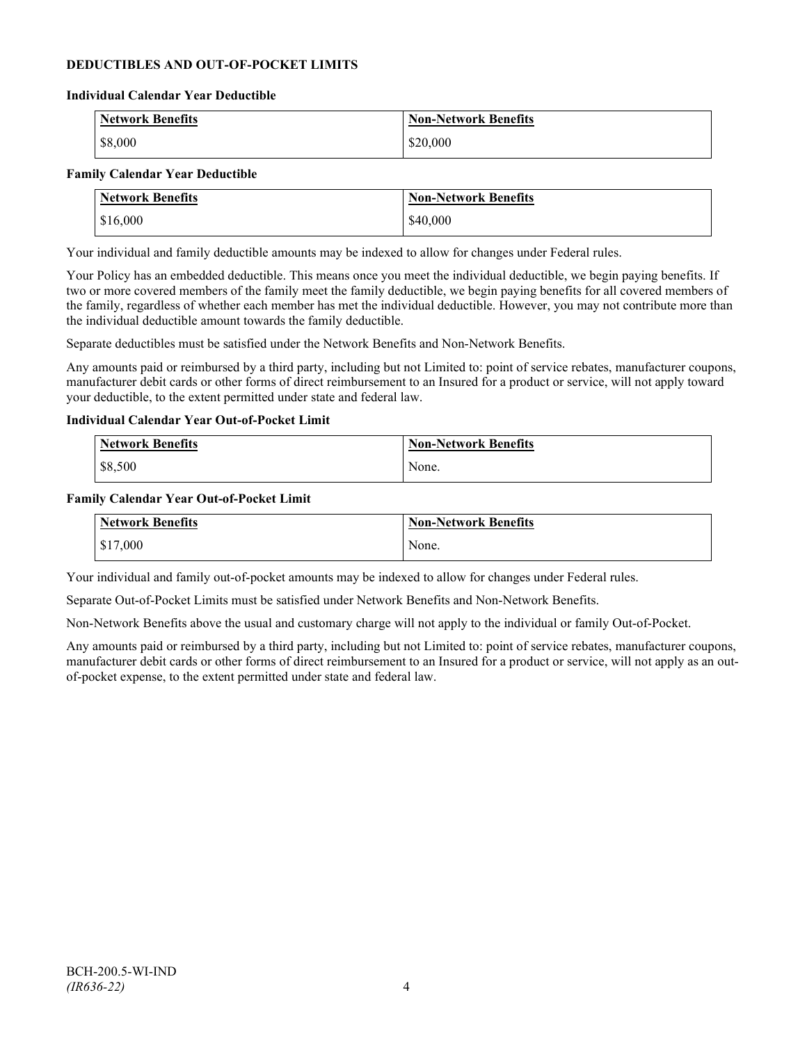## DEDUCTIBLES AND OUT-OF-POCKET LIMITS

### Individual Calendar Year Deductible

| Network Benefits | Non-Network Benefits |
| --- | --- |
| $8,000 | $20,000 |

### Family Calendar Year Deductible

| Network Benefits | Non-Network Benefits |
| --- | --- |
| $16,000 | $40,000 |

Your individual and family deductible amounts may be indexed to allow for changes under Federal rules.

Your Policy has an embedded deductible. This means once you meet the individual deductible, we begin paying benefits. If two or more covered members of the family meet the family deductible, we begin paying benefits for all covered members of the family, regardless of whether each member has met the individual deductible. However, you may not contribute more than the individual deductible amount towards the family deductible.

Separate deductibles must be satisfied under the Network Benefits and Non-Network Benefits.

Any amounts paid or reimbursed by a third party, including but not Limited to: point of service rebates, manufacturer coupons, manufacturer debit cards or other forms of direct reimbursement to an Insured for a product or service, will not apply toward your deductible, to the extent permitted under state and federal law.

### Individual Calendar Year Out-of-Pocket Limit

| Network Benefits | Non-Network Benefits |
| --- | --- |
| $8,500 | None. |

### Family Calendar Year Out-of-Pocket Limit

| Network Benefits | Non-Network Benefits |
| --- | --- |
| $17,000 | None. |

Your individual and family out-of-pocket amounts may be indexed to allow for changes under Federal rules.

Separate Out-of-Pocket Limits must be satisfied under Network Benefits and Non-Network Benefits.

Non-Network Benefits above the usual and customary charge will not apply to the individual or family Out-of-Pocket.

Any amounts paid or reimbursed by a third party, including but not Limited to: point of service rebates, manufacturer coupons, manufacturer debit cards or other forms of direct reimbursement to an Insured for a product or service, will not apply as an out-of-pocket expense, to the extent permitted under state and federal law.

BCH-200.5-WI-IND
*(IR636-22)*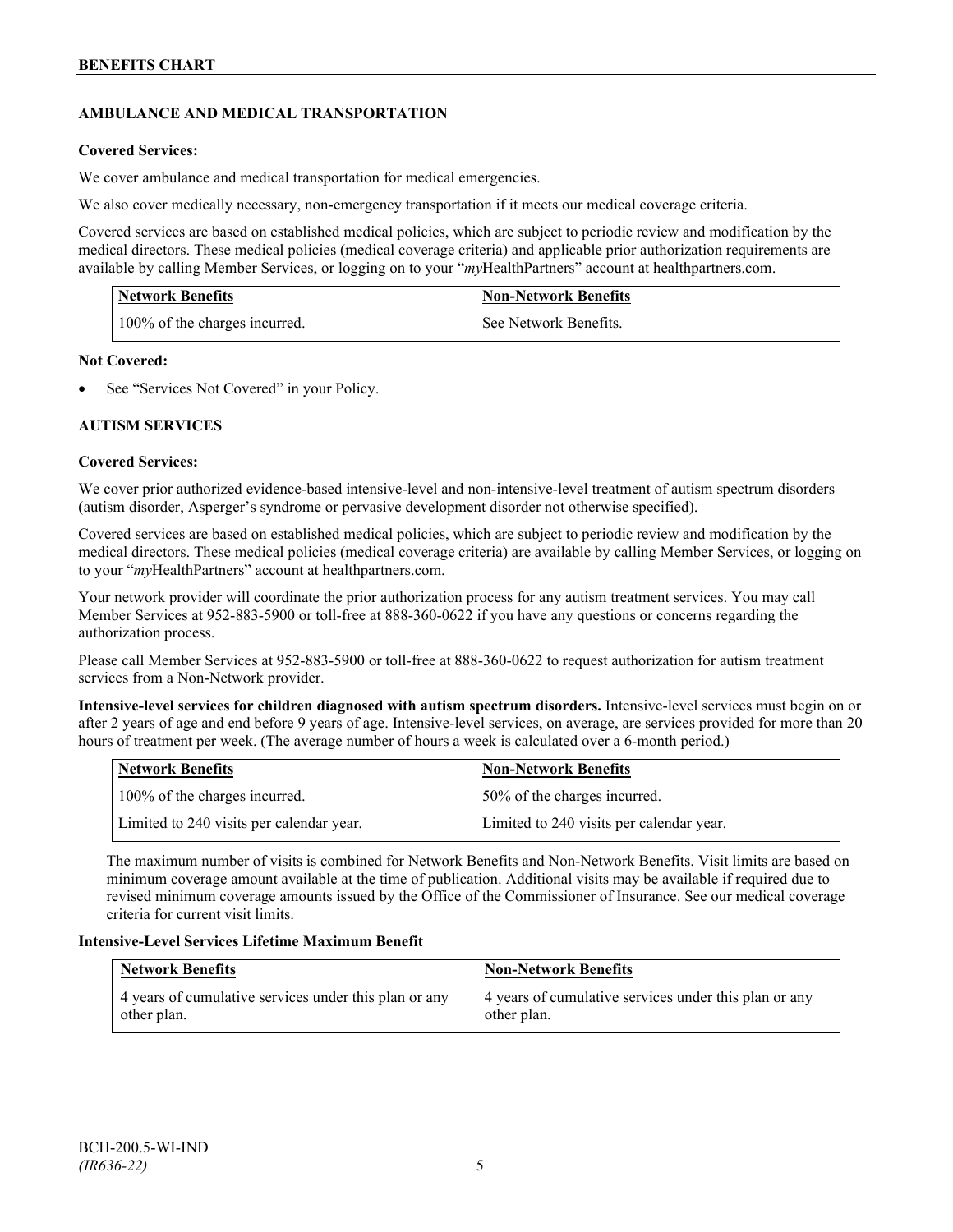## AMBULANCE AND MEDICAL TRANSPORTATION

**Covered Services:**

We cover ambulance and medical transportation for medical emergencies.

We also cover medically necessary, non-emergency transportation if it meets our medical coverage criteria.

Covered services are based on established medical policies, which are subject to periodic review and modification by the medical directors. These medical policies (medical coverage criteria) and applicable prior authorization requirements are available by calling Member Services, or logging on to your "*my*HealthPartners" account at healthpartners.com.

| Network Benefits | Non-Network Benefits |
|---|---|
| 100% of the charges incurred. | See Network Benefits. |

**Not Covered:**

- See "Services Not Covered" in your Policy.

## AUTISM SERVICES

**Covered Services:**

We cover prior authorized evidence-based intensive-level and non-intensive-level treatment of autism spectrum disorders (autism disorder, Asperger's syndrome or pervasive development disorder not otherwise specified).

Covered services are based on established medical policies, which are subject to periodic review and modification by the medical directors. These medical policies (medical coverage criteria) are available by calling Member Services, or logging on to your "*my*HealthPartners" account at healthpartners.com.

Your network provider will coordinate the prior authorization process for any autism treatment services. You may call Member Services at 952-883-5900 or toll-free at 888-360-0622 if you have any questions or concerns regarding the authorization process.

Please call Member Services at 952-883-5900 or toll-free at 888-360-0622 to request authorization for autism treatment services from a Non-Network provider.

**Intensive-level services for children diagnosed with autism spectrum disorders.** Intensive-level services must begin on or after 2 years of age and end before 9 years of age. Intensive-level services, on average, are services provided for more than 20 hours of treatment per week. (The average number of hours a week is calculated over a 6-month period.)

| Network Benefits | Non-Network Benefits |
|---|---|
| 100% of the charges incurred. | 50% of the charges incurred. |
| Limited to 240 visits per calendar year. | Limited to 240 visits per calendar year. |

The maximum number of visits is combined for Network Benefits and Non-Network Benefits. Visit limits are based on minimum coverage amount available at the time of publication. Additional visits may be available if required due to revised minimum coverage amounts issued by the Office of the Commissioner of Insurance. See our medical coverage criteria for current visit limits.

**Intensive-Level Services Lifetime Maximum Benefit**

| Network Benefits | Non-Network Benefits |
|---|---|
| 4 years of cumulative services under this plan or any other plan. | 4 years of cumulative services under this plan or any other plan. |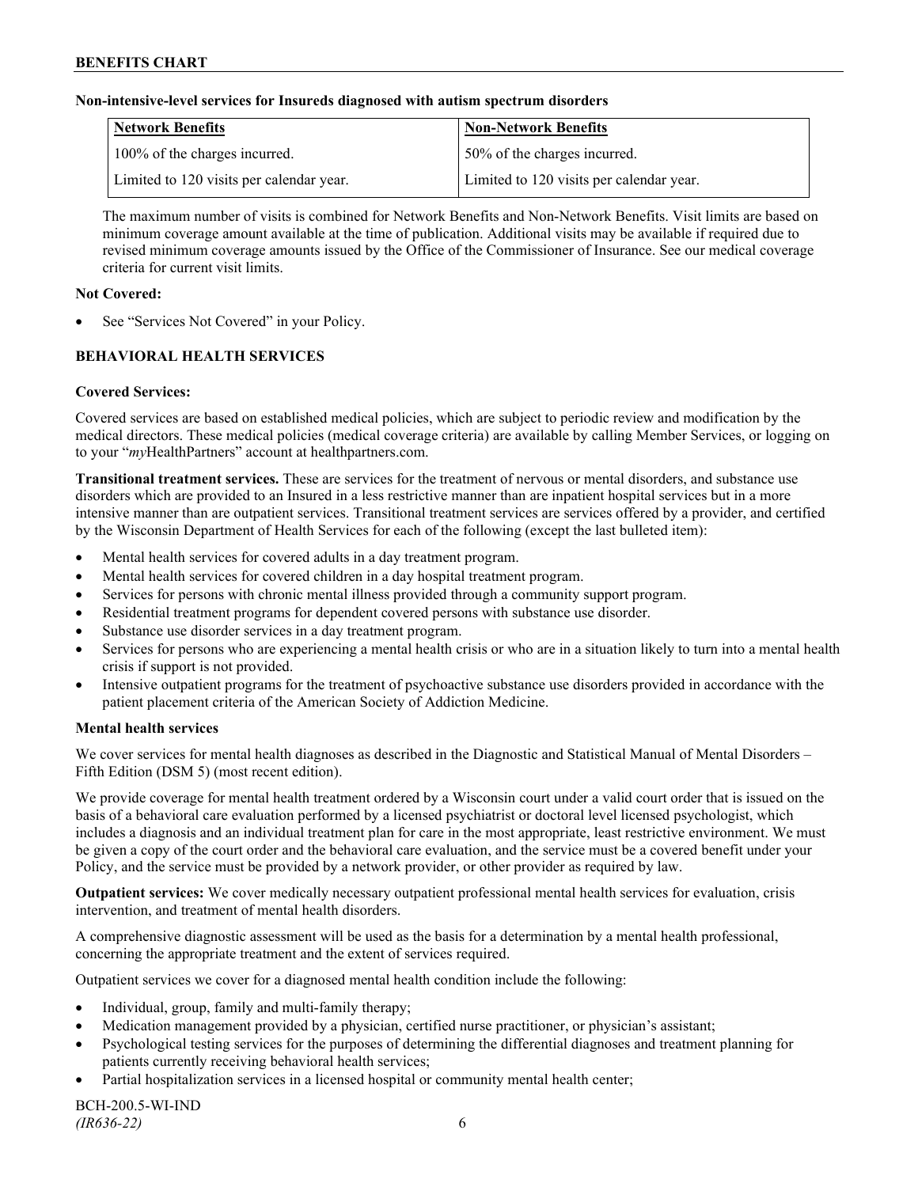**Non-intensive-level services for Insureds diagnosed with autism spectrum disorders**

| Network Benefits | Non-Network Benefits |
|---|---|
| 100% of the charges incurred. | 50% of the charges incurred. |
| Limited to 120 visits per calendar year. | Limited to 120 visits per calendar year. |

The maximum number of visits is combined for Network Benefits and Non-Network Benefits. Visit limits are based on minimum coverage amount available at the time of publication. Additional visits may be available if required due to revised minimum coverage amounts issued by the Office of the Commissioner of Insurance. See our medical coverage criteria for current visit limits.

**Not Covered:**

- See "Services Not Covered" in your Policy.

## BEHAVIORAL HEALTH SERVICES

**Covered Services:**

Covered services are based on established medical policies, which are subject to periodic review and modification by the medical directors. These medical policies (medical coverage criteria) are available by calling Member Services, or logging on to your "*my*HealthPartners" account at healthpartners.com.

**Transitional treatment services.** These are services for the treatment of nervous or mental disorders, and substance use disorders which are provided to an Insured in a less restrictive manner than are inpatient hospital services but in a more intensive manner than are outpatient services. Transitional treatment services are services offered by a provider, and certified by the Wisconsin Department of Health Services for each of the following (except the last bulleted item):

- Mental health services for covered adults in a day treatment program.
- Mental health services for covered children in a day hospital treatment program.
- Services for persons with chronic mental illness provided through a community support program.
- Residential treatment programs for dependent covered persons with substance use disorder.
- Substance use disorder services in a day treatment program.
- Services for persons who are experiencing a mental health crisis or who are in a situation likely to turn into a mental health crisis if support is not provided.
- Intensive outpatient programs for the treatment of psychoactive substance use disorders provided in accordance with the patient placement criteria of the American Society of Addiction Medicine.

**Mental health services**

We cover services for mental health diagnoses as described in the Diagnostic and Statistical Manual of Mental Disorders – Fifth Edition (DSM 5) (most recent edition).

We provide coverage for mental health treatment ordered by a Wisconsin court under a valid court order that is issued on the basis of a behavioral care evaluation performed by a licensed psychiatrist or doctoral level licensed psychologist, which includes a diagnosis and an individual treatment plan for care in the most appropriate, least restrictive environment. We must be given a copy of the court order and the behavioral care evaluation, and the service must be a covered benefit under your Policy, and the service must be provided by a network provider, or other provider as required by law.

**Outpatient services:** We cover medically necessary outpatient professional mental health services for evaluation, crisis intervention, and treatment of mental health disorders.

A comprehensive diagnostic assessment will be used as the basis for a determination by a mental health professional, concerning the appropriate treatment and the extent of services required.

Outpatient services we cover for a diagnosed mental health condition include the following:

- Individual, group, family and multi-family therapy;
- Medication management provided by a physician, certified nurse practitioner, or physician's assistant;
- Psychological testing services for the purposes of determining the differential diagnoses and treatment planning for patients currently receiving behavioral health services;
- Partial hospitalization services in a licensed hospital or community mental health center;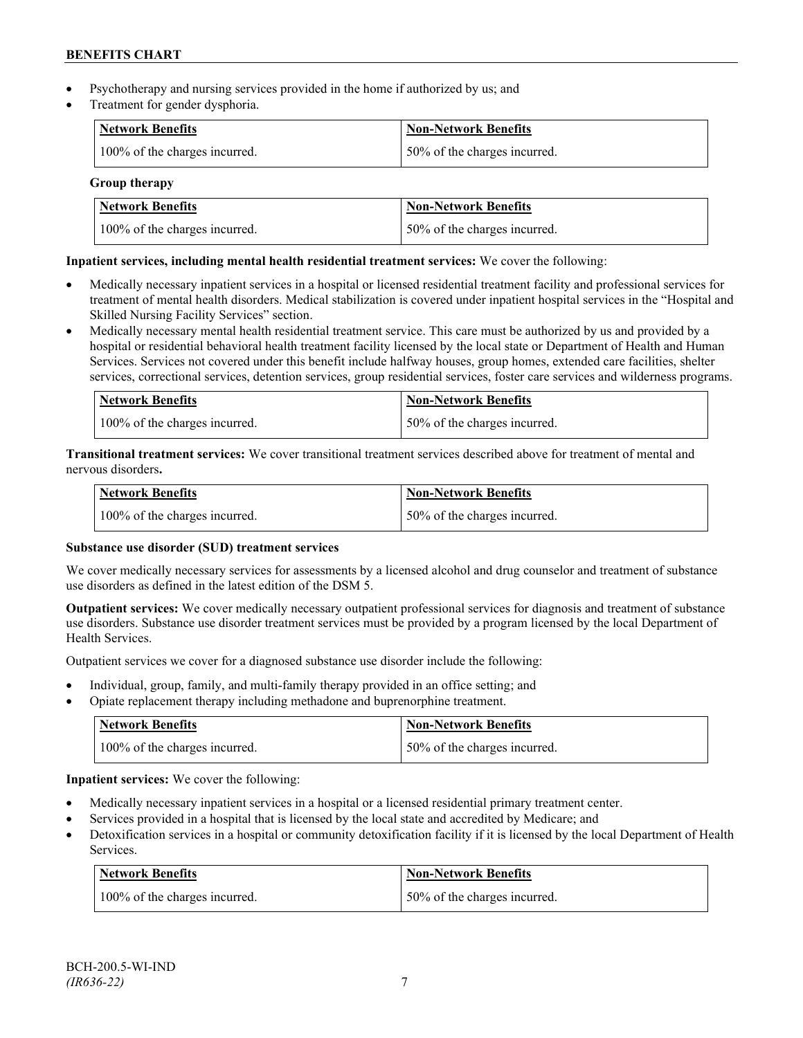- Psychotherapy and nursing services provided in the home if authorized by us; and
- Treatment for gender dysphoria.

| Network Benefits | Non-Network Benefits |
|---|---|
| 100% of the charges incurred. | 50% of the charges incurred. |

**Group therapy**

| Network Benefits | Non-Network Benefits |
|---|---|
| 100% of the charges incurred. | 50% of the charges incurred. |

**Inpatient services, including mental health residential treatment services:** We cover the following:

- Medically necessary inpatient services in a hospital or licensed residential treatment facility and professional services for treatment of mental health disorders. Medical stabilization is covered under inpatient hospital services in the "Hospital and Skilled Nursing Facility Services" section.
- Medically necessary mental health residential treatment service. This care must be authorized by us and provided by a hospital or residential behavioral health treatment facility licensed by the local state or Department of Health and Human Services. Services not covered under this benefit include halfway houses, group homes, extended care facilities, shelter services, correctional services, detention services, group residential services, foster care services and wilderness programs.

| Network Benefits | Non-Network Benefits |
|---|---|
| 100% of the charges incurred. | 50% of the charges incurred. |

**Transitional treatment services:** We cover transitional treatment services described above for treatment of mental and nervous disorders**.**

| Network Benefits | Non-Network Benefits |
|---|---|
| 100% of the charges incurred. | 50% of the charges incurred. |

**Substance use disorder (SUD) treatment services**

We cover medically necessary services for assessments by a licensed alcohol and drug counselor and treatment of substance use disorders as defined in the latest edition of the DSM 5.

**Outpatient services:** We cover medically necessary outpatient professional services for diagnosis and treatment of substance use disorders. Substance use disorder treatment services must be provided by a program licensed by the local Department of Health Services.

Outpatient services we cover for a diagnosed substance use disorder include the following:

- Individual, group, family, and multi-family therapy provided in an office setting; and
- Opiate replacement therapy including methadone and buprenorphine treatment.

| Network Benefits | Non-Network Benefits |
|---|---|
| 100% of the charges incurred. | 50% of the charges incurred. |

**Inpatient services:** We cover the following:

- Medically necessary inpatient services in a hospital or a licensed residential primary treatment center.
- Services provided in a hospital that is licensed by the local state and accredited by Medicare; and
- Detoxification services in a hospital or community detoxification facility if it is licensed by the local Department of Health Services.

| Network Benefits | Non-Network Benefits |
|---|---|
| 100% of the charges incurred. | 50% of the charges incurred. |

BCH-200.5-WI-IND
*(IR636-22)*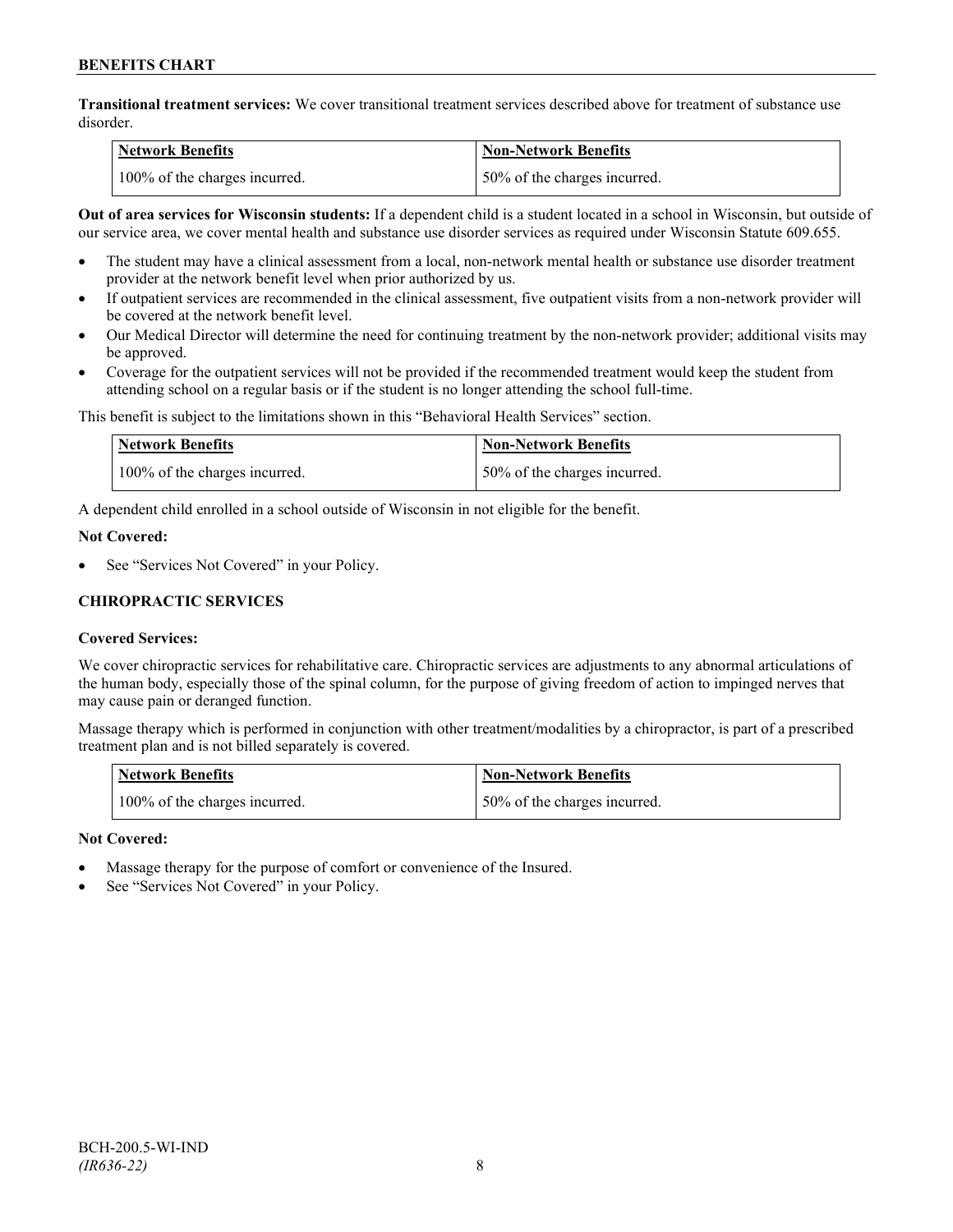**Transitional treatment services:** We cover transitional treatment services described above for treatment of substance use disorder.

| Network Benefits | Non-Network Benefits |
| --- | --- |
| 100% of the charges incurred. | 50% of the charges incurred. |

**Out of area services for Wisconsin students:** If a dependent child is a student located in a school in Wisconsin, but outside of our service area, we cover mental health and substance use disorder services as required under Wisconsin Statute 609.655.

- The student may have a clinical assessment from a local, non-network mental health or substance use disorder treatment provider at the network benefit level when prior authorized by us.
- If outpatient services are recommended in the clinical assessment, five outpatient visits from a non-network provider will be covered at the network benefit level.
- Our Medical Director will determine the need for continuing treatment by the non-network provider; additional visits may be approved.
- Coverage for the outpatient services will not be provided if the recommended treatment would keep the student from attending school on a regular basis or if the student is no longer attending the school full-time.

This benefit is subject to the limitations shown in this "Behavioral Health Services" section.

| Network Benefits | Non-Network Benefits |
| --- | --- |
| 100% of the charges incurred. | 50% of the charges incurred. |

A dependent child enrolled in a school outside of Wisconsin in not eligible for the benefit.

**Not Covered:**

- See "Services Not Covered" in your Policy.

### CHIROPRACTIC SERVICES

**Covered Services:**

We cover chiropractic services for rehabilitative care. Chiropractic services are adjustments to any abnormal articulations of the human body, especially those of the spinal column, for the purpose of giving freedom of action to impinged nerves that may cause pain or deranged function.

Massage therapy which is performed in conjunction with other treatment/modalities by a chiropractor, is part of a prescribed treatment plan and is not billed separately is covered.

| Network Benefits | Non-Network Benefits |
| --- | --- |
| 100% of the charges incurred. | 50% of the charges incurred. |

**Not Covered:**

- Massage therapy for the purpose of comfort or convenience of the Insured.
- See "Services Not Covered" in your Policy.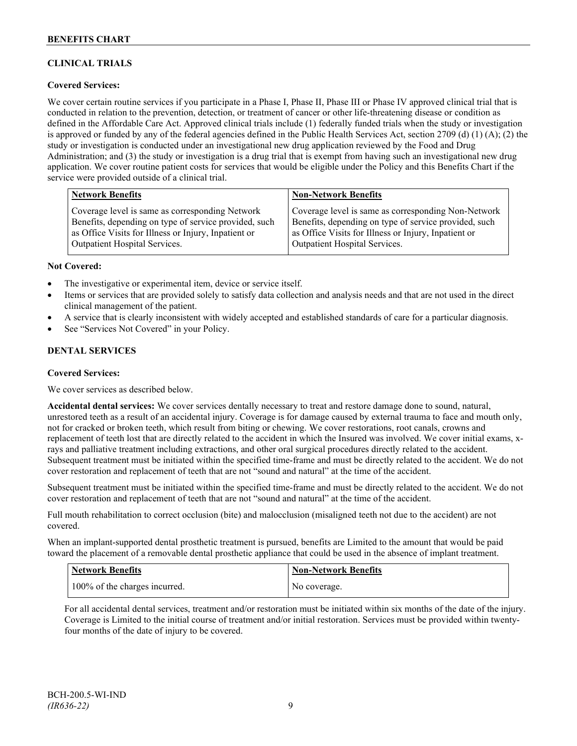## CLINICAL TRIALS

**Covered Services:**

We cover certain routine services if you participate in a Phase I, Phase II, Phase III or Phase IV approved clinical trial that is conducted in relation to the prevention, detection, or treatment of cancer or other life-threatening disease or condition as defined in the Affordable Care Act. Approved clinical trials include (1) federally funded trials when the study or investigation is approved or funded by any of the federal agencies defined in the Public Health Services Act, section 2709 (d) (1) (A); (2) the study or investigation is conducted under an investigational new drug application reviewed by the Food and Drug Administration; and (3) the study or investigation is a drug trial that is exempt from having such an investigational new drug application. We cover routine patient costs for services that would be eligible under the Policy and this Benefits Chart if the service were provided outside of a clinical trial.

| Network Benefits | Non-Network Benefits |
| --- | --- |
| Coverage level is same as corresponding Network Benefits, depending on type of service provided, such as Office Visits for Illness or Injury, Inpatient or Outpatient Hospital Services. | Coverage level is same as corresponding Non-Network Benefits, depending on type of service provided, such as Office Visits for Illness or Injury, Inpatient or Outpatient Hospital Services. |

**Not Covered:**

- The investigative or experimental item, device or service itself.
- Items or services that are provided solely to satisfy data collection and analysis needs and that are not used in the direct clinical management of the patient.
- A service that is clearly inconsistent with widely accepted and established standards of care for a particular diagnosis.
- See "Services Not Covered" in your Policy.

## DENTAL SERVICES

**Covered Services:**

We cover services as described below.

**Accidental dental services:** We cover services dentally necessary to treat and restore damage done to sound, natural, unrestored teeth as a result of an accidental injury. Coverage is for damage caused by external trauma to face and mouth only, not for cracked or broken teeth, which result from biting or chewing. We cover restorations, root canals, crowns and replacement of teeth lost that are directly related to the accident in which the Insured was involved. We cover initial exams, x-rays and palliative treatment including extractions, and other oral surgical procedures directly related to the accident. Subsequent treatment must be initiated within the specified time-frame and must be directly related to the accident. We do not cover restoration and replacement of teeth that are not "sound and natural" at the time of the accident.

Subsequent treatment must be initiated within the specified time-frame and must be directly related to the accident. We do not cover restoration and replacement of teeth that are not "sound and natural" at the time of the accident.

Full mouth rehabilitation to correct occlusion (bite) and malocclusion (misaligned teeth not due to the accident) are not covered.

When an implant-supported dental prosthetic treatment is pursued, benefits are Limited to the amount that would be paid toward the placement of a removable dental prosthetic appliance that could be used in the absence of implant treatment.

| Network Benefits | Non-Network Benefits |
| --- | --- |
| 100% of the charges incurred. | No coverage. |

For all accidental dental services, treatment and/or restoration must be initiated within six months of the date of the injury. Coverage is Limited to the initial course of treatment and/or initial restoration. Services must be provided within twenty-four months of the date of injury to be covered.

BCH-200.5-WI-IND
*(IR636-22)*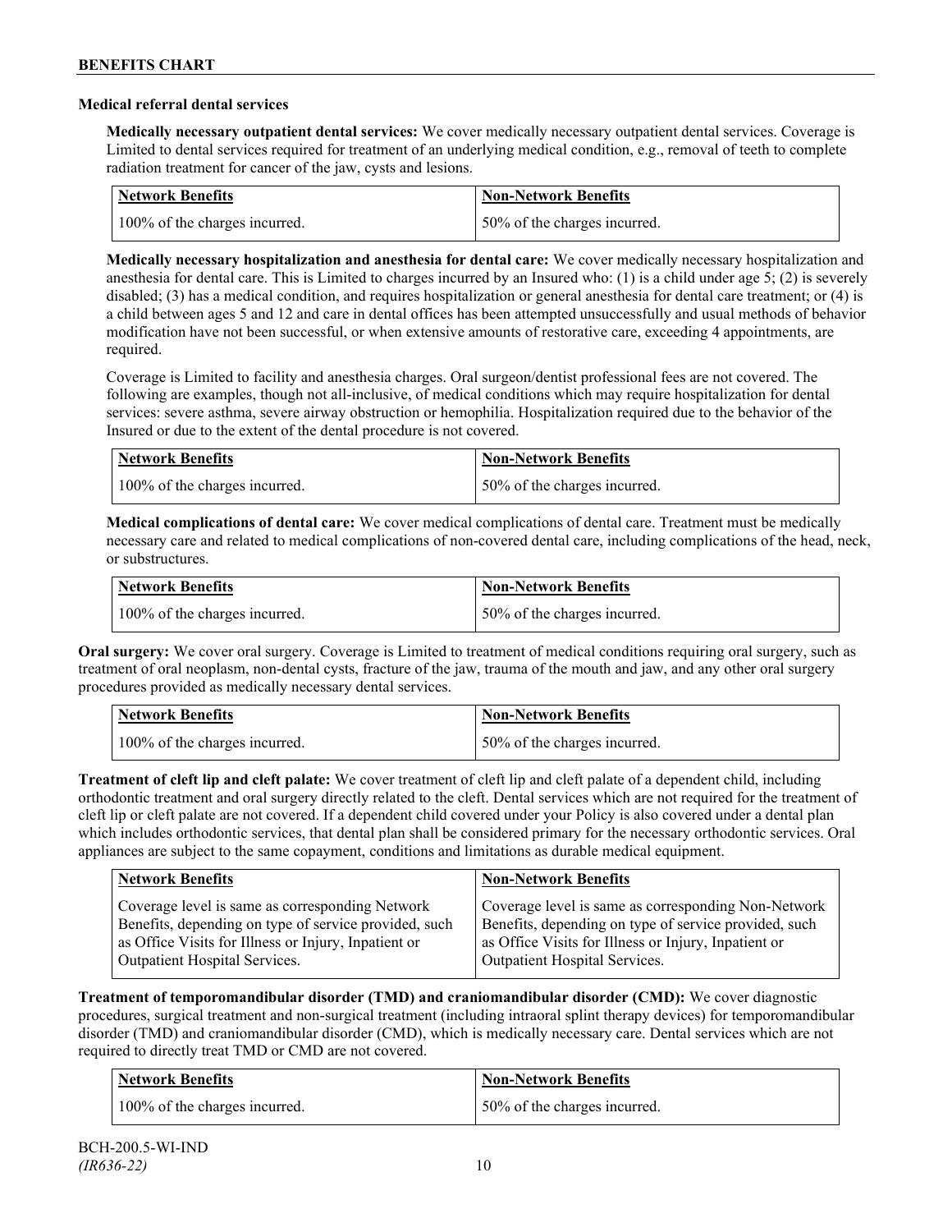### Medical referral dental services

**Medically necessary outpatient dental services:** We cover medically necessary outpatient dental services. Coverage is Limited to dental services required for treatment of an underlying medical condition, e.g., removal of teeth to complete radiation treatment for cancer of the jaw, cysts and lesions.

| Network Benefits | Non-Network Benefits |
|---|---|
| 100% of the charges incurred. | 50% of the charges incurred. |

**Medically necessary hospitalization and anesthesia for dental care:** We cover medically necessary hospitalization and anesthesia for dental care. This is Limited to charges incurred by an Insured who: (1) is a child under age 5; (2) is severely disabled; (3) has a medical condition, and requires hospitalization or general anesthesia for dental care treatment; or (4) is a child between ages 5 and 12 and care in dental offices has been attempted unsuccessfully and usual methods of behavior modification have not been successful, or when extensive amounts of restorative care, exceeding 4 appointments, are required.

Coverage is Limited to facility and anesthesia charges. Oral surgeon/dentist professional fees are not covered. The following are examples, though not all-inclusive, of medical conditions which may require hospitalization for dental services: severe asthma, severe airway obstruction or hemophilia. Hospitalization required due to the behavior of the Insured or due to the extent of the dental procedure is not covered.

| Network Benefits | Non-Network Benefits |
|---|---|
| 100% of the charges incurred. | 50% of the charges incurred. |

**Medical complications of dental care:** We cover medical complications of dental care. Treatment must be medically necessary care and related to medical complications of non-covered dental care, including complications of the head, neck, or substructures.

| Network Benefits | Non-Network Benefits |
|---|---|
| 100% of the charges incurred. | 50% of the charges incurred. |

**Oral surgery:** We cover oral surgery. Coverage is Limited to treatment of medical conditions requiring oral surgery, such as treatment of oral neoplasm, non-dental cysts, fracture of the jaw, trauma of the mouth and jaw, and any other oral surgery procedures provided as medically necessary dental services.

| Network Benefits | Non-Network Benefits |
|---|---|
| 100% of the charges incurred. | 50% of the charges incurred. |

**Treatment of cleft lip and cleft palate:** We cover treatment of cleft lip and cleft palate of a dependent child, including orthodontic treatment and oral surgery directly related to the cleft. Dental services which are not required for the treatment of cleft lip or cleft palate are not covered. If a dependent child covered under your Policy is also covered under a dental plan which includes orthodontic services, that dental plan shall be considered primary for the necessary orthodontic services. Oral appliances are subject to the same copayment, conditions and limitations as durable medical equipment.

| Network Benefits | Non-Network Benefits |
|---|---|
| Coverage level is same as corresponding Network Benefits, depending on type of service provided, such as Office Visits for Illness or Injury, Inpatient or Outpatient Hospital Services. | Coverage level is same as corresponding Non-Network Benefits, depending on type of service provided, such as Office Visits for Illness or Injury, Inpatient or Outpatient Hospital Services. |

**Treatment of temporomandibular disorder (TMD) and craniomandibular disorder (CMD):** We cover diagnostic procedures, surgical treatment and non-surgical treatment (including intraoral splint therapy devices) for temporomandibular disorder (TMD) and craniomandibular disorder (CMD), which is medically necessary care. Dental services which are not required to directly treat TMD or CMD are not covered.

| Network Benefits | Non-Network Benefits |
|---|---|
| 100% of the charges incurred. | 50% of the charges incurred. |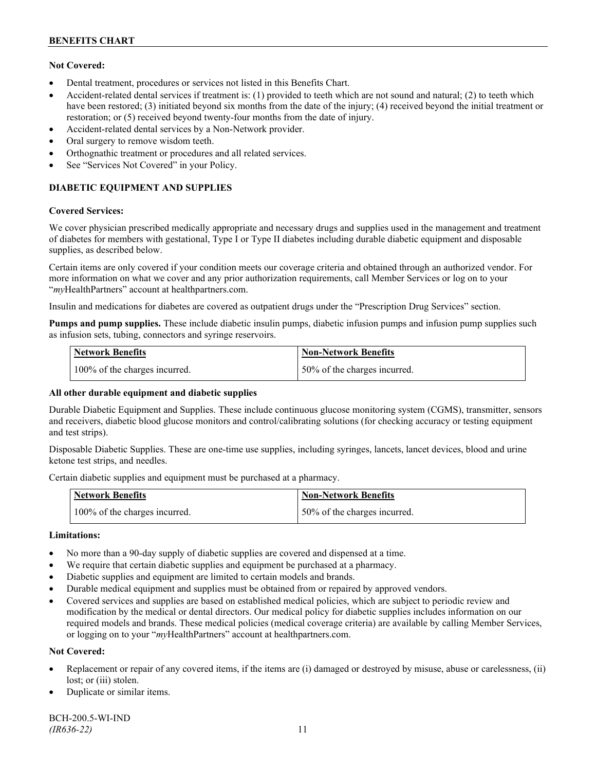**Not Covered:**

- Dental treatment, procedures or services not listed in this Benefits Chart.
- Accident-related dental services if treatment is: (1) provided to teeth which are not sound and natural; (2) to teeth which have been restored; (3) initiated beyond six months from the date of the injury; (4) received beyond the initial treatment or restoration; or (5) received beyond twenty-four months from the date of injury.
- Accident-related dental services by a Non-Network provider.
- Oral surgery to remove wisdom teeth.
- Orthognathic treatment or procedures and all related services.
- See "Services Not Covered" in your Policy.

## DIABETIC EQUIPMENT AND SUPPLIES

**Covered Services:**

We cover physician prescribed medically appropriate and necessary drugs and supplies used in the management and treatment of diabetes for members with gestational, Type I or Type II diabetes including durable diabetic equipment and disposable supplies, as described below.

Certain items are only covered if your condition meets our coverage criteria and obtained through an authorized vendor. For more information on what we cover and any prior authorization requirements, call Member Services or log on to your "*my*HealthPartners" account at healthpartners.com.

Insulin and medications for diabetes are covered as outpatient drugs under the "Prescription Drug Services" section.

**Pumps and pump supplies.** These include diabetic insulin pumps, diabetic infusion pumps and infusion pump supplies such as infusion sets, tubing, connectors and syringe reservoirs.

| Network Benefits | Non-Network Benefits |
|---|---|
| 100% of the charges incurred. | 50% of the charges incurred. |

**All other durable equipment and diabetic supplies**

Durable Diabetic Equipment and Supplies. These include continuous glucose monitoring system (CGMS), transmitter, sensors and receivers, diabetic blood glucose monitors and control/calibrating solutions (for checking accuracy or testing equipment and test strips).

Disposable Diabetic Supplies. These are one-time use supplies, including syringes, lancets, lancet devices, blood and urine ketone test strips, and needles.

Certain diabetic supplies and equipment must be purchased at a pharmacy.

| Network Benefits | Non-Network Benefits |
|---|---|
| 100% of the charges incurred. | 50% of the charges incurred. |

**Limitations:**

- No more than a 90-day supply of diabetic supplies are covered and dispensed at a time.
- We require that certain diabetic supplies and equipment be purchased at a pharmacy.
- Diabetic supplies and equipment are limited to certain models and brands.
- Durable medical equipment and supplies must be obtained from or repaired by approved vendors.
- Covered services and supplies are based on established medical policies, which are subject to periodic review and modification by the medical or dental directors. Our medical policy for diabetic supplies includes information on our required models and brands. These medical policies (medical coverage criteria) are available by calling Member Services, or logging on to your "*my*HealthPartners" account at healthpartners.com.

**Not Covered:**

- Replacement or repair of any covered items, if the items are (i) damaged or destroyed by misuse, abuse or carelessness, (ii) lost; or (iii) stolen.
- Duplicate or similar items.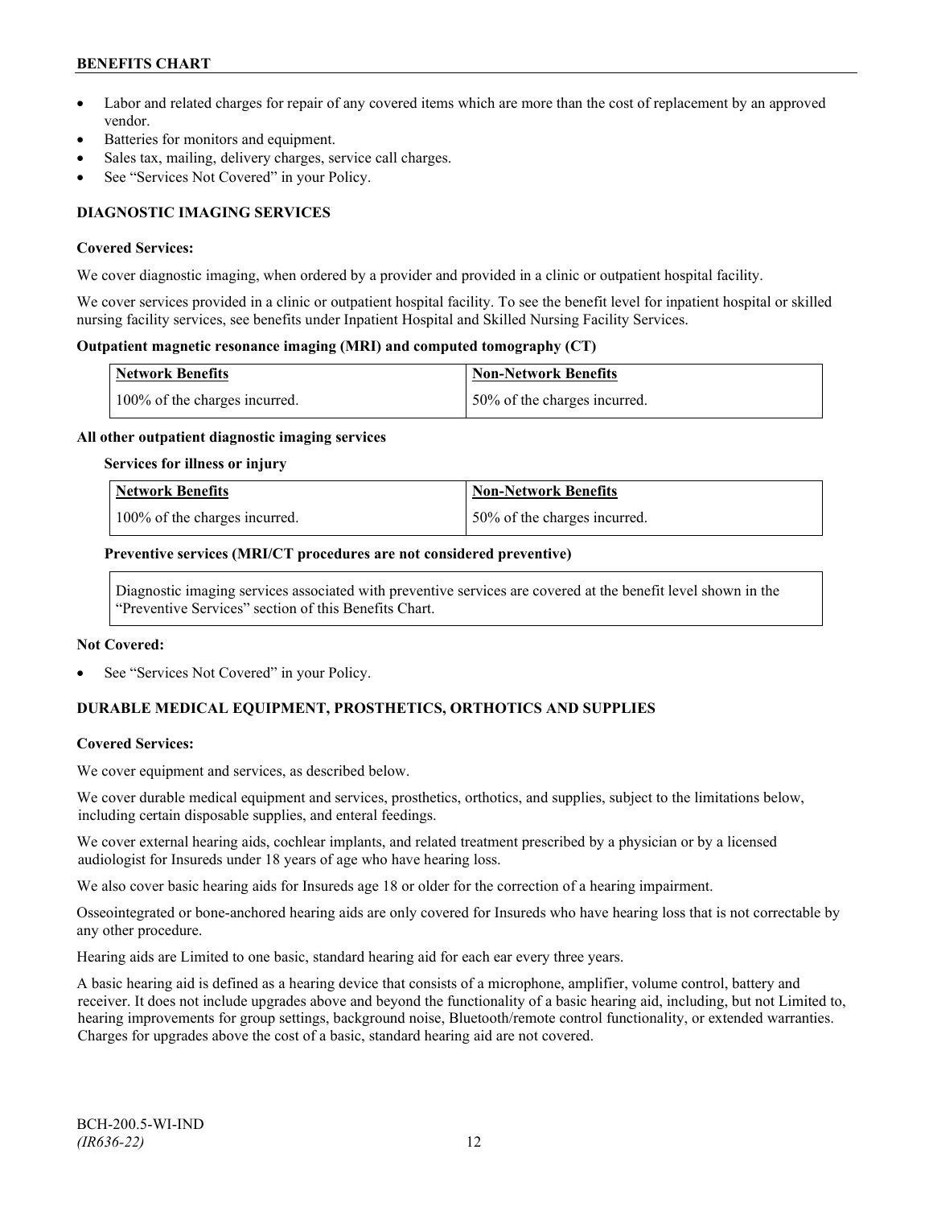- Labor and related charges for repair of any covered items which are more than the cost of replacement by an approved vendor.
- Batteries for monitors and equipment.
- Sales tax, mailing, delivery charges, service call charges.
- See "Services Not Covered" in your Policy.

## DIAGNOSTIC IMAGING SERVICES

### Covered Services:

We cover diagnostic imaging, when ordered by a provider and provided in a clinic or outpatient hospital facility.

We cover services provided in a clinic or outpatient hospital facility. To see the benefit level for inpatient hospital or skilled nursing facility services, see benefits under Inpatient Hospital and Skilled Nursing Facility Services.

**Outpatient magnetic resonance imaging (MRI) and computed tomography (CT)**

| Network Benefits | Non-Network Benefits |
|---|---|
| 100% of the charges incurred. | 50% of the charges incurred. |

**All other outpatient diagnostic imaging services**

**Services for illness or injury**

| Network Benefits | Non-Network Benefits |
|---|---|
| 100% of the charges incurred. | 50% of the charges incurred. |

**Preventive services (MRI/CT procedures are not considered preventive)**

| Diagnostic imaging services associated with preventive services are covered at the benefit level shown in the "Preventive Services" section of this Benefits Chart. |
|---|

### Not Covered:

- See "Services Not Covered" in your Policy.

## DURABLE MEDICAL EQUIPMENT, PROSTHETICS, ORTHOTICS AND SUPPLIES

### Covered Services:

We cover equipment and services, as described below.

We cover durable medical equipment and services, prosthetics, orthotics, and supplies, subject to the limitations below, including certain disposable supplies, and enteral feedings.

We cover external hearing aids, cochlear implants, and related treatment prescribed by a physician or by a licensed audiologist for Insureds under 18 years of age who have hearing loss.

We also cover basic hearing aids for Insureds age 18 or older for the correction of a hearing impairment.

Osseointegrated or bone-anchored hearing aids are only covered for Insureds who have hearing loss that is not correctable by any other procedure.

Hearing aids are Limited to one basic, standard hearing aid for each ear every three years.

A basic hearing aid is defined as a hearing device that consists of a microphone, amplifier, volume control, battery and receiver. It does not include upgrades above and beyond the functionality of a basic hearing aid, including, but not Limited to, hearing improvements for group settings, background noise, Bluetooth/remote control functionality, or extended warranties. Charges for upgrades above the cost of a basic, standard hearing aid are not covered.

BCH-200.5-WI-IND
*(IR636-22)*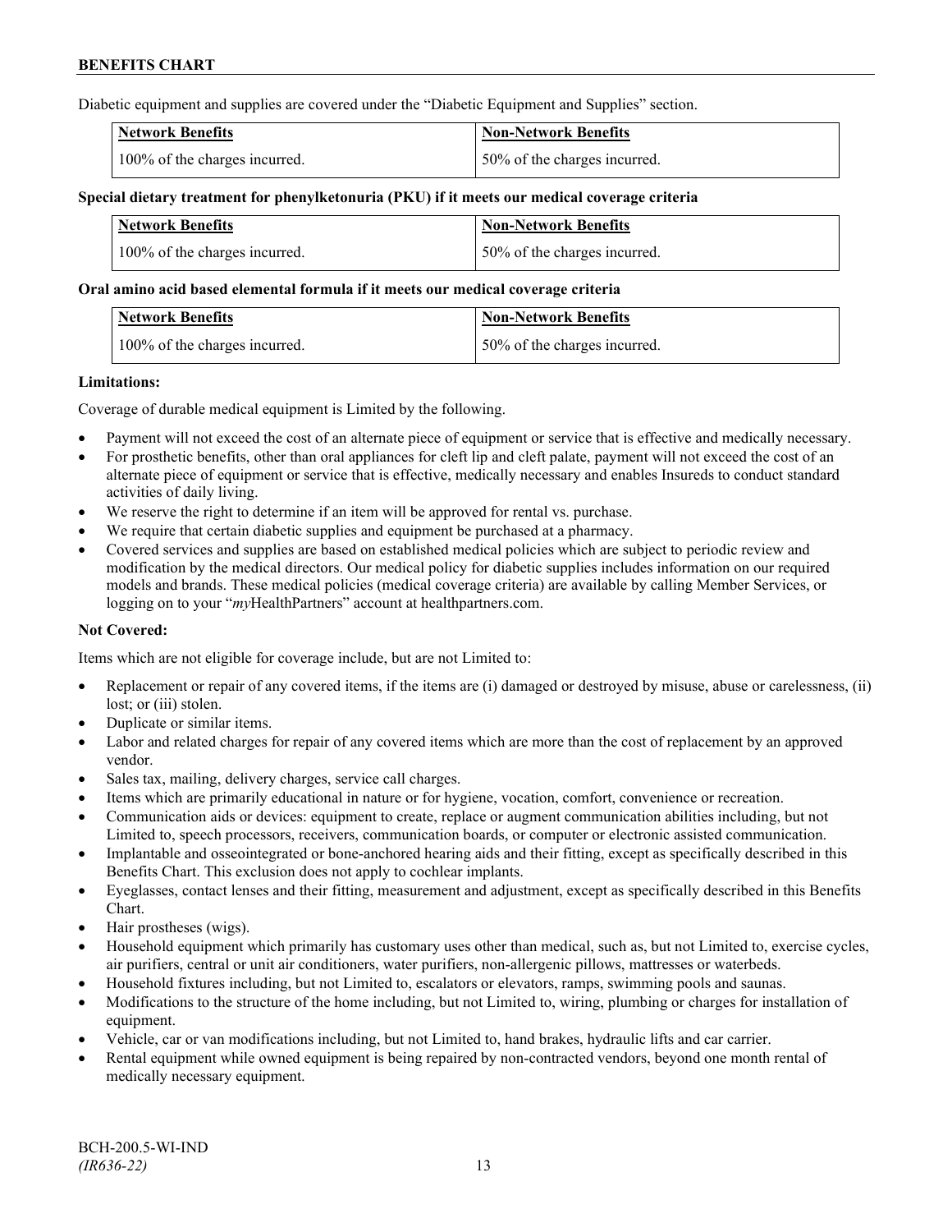Diabetic equipment and supplies are covered under the "Diabetic Equipment and Supplies" section.

| Network Benefits | Non-Network Benefits |
|---|---|
| 100% of the charges incurred. | 50% of the charges incurred. |

**Special dietary treatment for phenylketonuria (PKU) if it meets our medical coverage criteria**

| Network Benefits | Non-Network Benefits |
|---|---|
| 100% of the charges incurred. | 50% of the charges incurred. |

**Oral amino acid based elemental formula if it meets our medical coverage criteria**

| Network Benefits | Non-Network Benefits |
|---|---|
| 100% of the charges incurred. | 50% of the charges incurred. |

**Limitations:**

Coverage of durable medical equipment is Limited by the following.

- Payment will not exceed the cost of an alternate piece of equipment or service that is effective and medically necessary.
- For prosthetic benefits, other than oral appliances for cleft lip and cleft palate, payment will not exceed the cost of an alternate piece of equipment or service that is effective, medically necessary and enables Insureds to conduct standard activities of daily living.
- We reserve the right to determine if an item will be approved for rental vs. purchase.
- We require that certain diabetic supplies and equipment be purchased at a pharmacy.
- Covered services and supplies are based on established medical policies which are subject to periodic review and modification by the medical directors. Our medical policy for diabetic supplies includes information on our required models and brands. These medical policies (medical coverage criteria) are available by calling Member Services, or logging on to your "*my*HealthPartners" account at healthpartners.com.

**Not Covered:**

Items which are not eligible for coverage include, but are not Limited to:

- Replacement or repair of any covered items, if the items are (i) damaged or destroyed by misuse, abuse or carelessness, (ii) lost; or (iii) stolen.
- Duplicate or similar items.
- Labor and related charges for repair of any covered items which are more than the cost of replacement by an approved vendor.
- Sales tax, mailing, delivery charges, service call charges.
- Items which are primarily educational in nature or for hygiene, vocation, comfort, convenience or recreation.
- Communication aids or devices: equipment to create, replace or augment communication abilities including, but not Limited to, speech processors, receivers, communication boards, or computer or electronic assisted communication.
- Implantable and osseointegrated or bone-anchored hearing aids and their fitting, except as specifically described in this Benefits Chart. This exclusion does not apply to cochlear implants.
- Eyeglasses, contact lenses and their fitting, measurement and adjustment, except as specifically described in this Benefits Chart.
- Hair prostheses (wigs).
- Household equipment which primarily has customary uses other than medical, such as, but not Limited to, exercise cycles, air purifiers, central or unit air conditioners, water purifiers, non-allergenic pillows, mattresses or waterbeds.
- Household fixtures including, but not Limited to, escalators or elevators, ramps, swimming pools and saunas.
- Modifications to the structure of the home including, but not Limited to, wiring, plumbing or charges for installation of equipment.
- Vehicle, car or van modifications including, but not Limited to, hand brakes, hydraulic lifts and car carrier.
- Rental equipment while owned equipment is being repaired by non-contracted vendors, beyond one month rental of medically necessary equipment.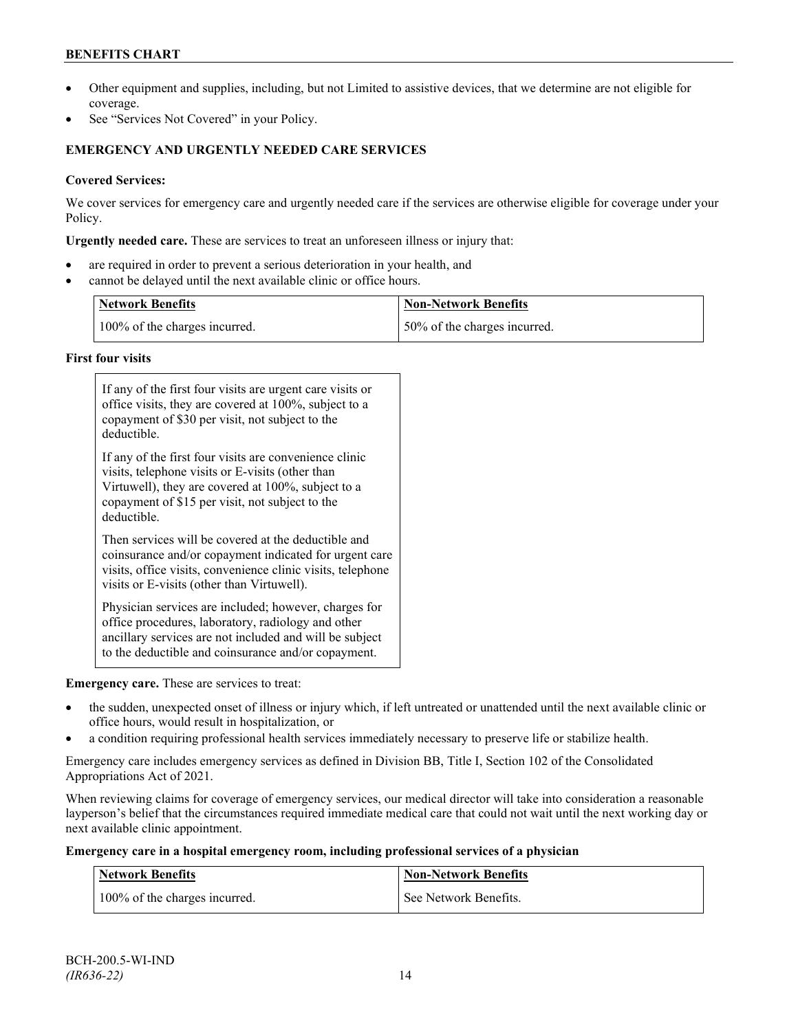- Other equipment and supplies, including, but not Limited to assistive devices, that we determine are not eligible for coverage.
- See "Services Not Covered" in your Policy.

### EMERGENCY AND URGENTLY NEEDED CARE SERVICES

**Covered Services:**

We cover services for emergency care and urgently needed care if the services are otherwise eligible for coverage under your Policy.

**Urgently needed care.** These are services to treat an unforeseen illness or injury that:

- are required in order to prevent a serious deterioration in your health, and
- cannot be delayed until the next available clinic or office hours.

| Network Benefits | Non-Network Benefits |
|---|---|
| 100% of the charges incurred. | 50% of the charges incurred. |

**First four visits**

| |
|---|
| If any of the first four visits are urgent care visits or office visits, they are covered at 100%, subject to a copayment of $30 per visit, not subject to the deductible.<br><br>If any of the first four visits are convenience clinic visits, telephone visits or E-visits (other than Virtuwell), they are covered at 100%, subject to a copayment of $15 per visit, not subject to the deductible.<br><br>Then services will be covered at the deductible and coinsurance and/or copayment indicated for urgent care visits, office visits, convenience clinic visits, telephone visits or E-visits (other than Virtuwell).<br><br>Physician services are included; however, charges for office procedures, laboratory, radiology and other ancillary services are not included and will be subject to the deductible and coinsurance and/or copayment. |

**Emergency care.** These are services to treat:

- the sudden, unexpected onset of illness or injury which, if left untreated or unattended until the next available clinic or office hours, would result in hospitalization, or
- a condition requiring professional health services immediately necessary to preserve life or stabilize health.

Emergency care includes emergency services as defined in Division BB, Title I, Section 102 of the Consolidated Appropriations Act of 2021.

When reviewing claims for coverage of emergency services, our medical director will take into consideration a reasonable layperson's belief that the circumstances required immediate medical care that could not wait until the next working day or next available clinic appointment.

**Emergency care in a hospital emergency room, including professional services of a physician**

| Network Benefits | Non-Network Benefits |
|---|---|
| 100% of the charges incurred. | See Network Benefits. |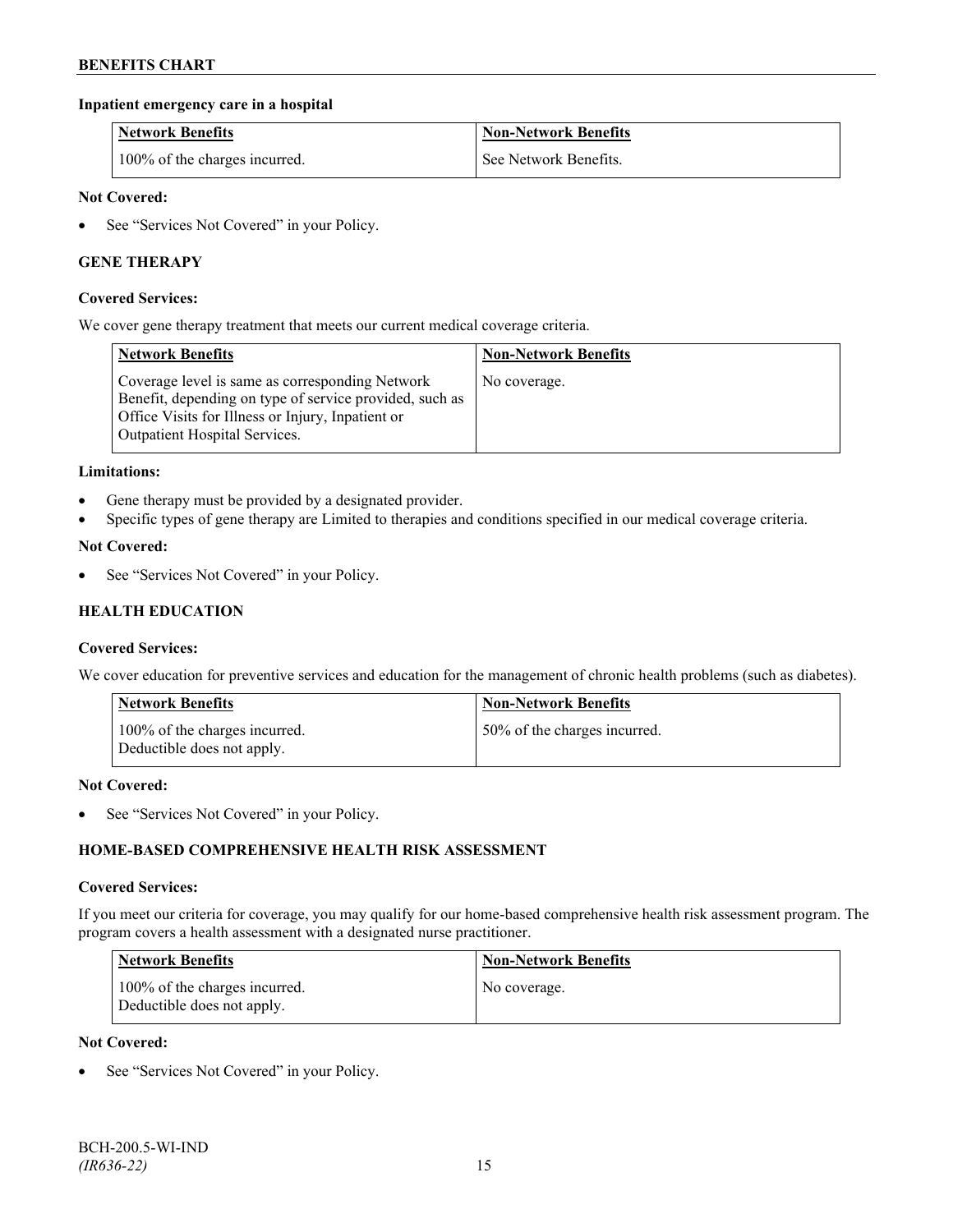**Inpatient emergency care in a hospital**

| Network Benefits | Non-Network Benefits |
| --- | --- |
| 100% of the charges incurred. | See Network Benefits. |

**Not Covered:**

- See "Services Not Covered" in your Policy.

**GENE THERAPY**

**Covered Services:**

We cover gene therapy treatment that meets our current medical coverage criteria.

| Network Benefits | Non-Network Benefits |
| --- | --- |
| Coverage level is same as corresponding Network Benefit, depending on type of service provided, such as Office Visits for Illness or Injury, Inpatient or Outpatient Hospital Services. | No coverage. |

**Limitations:**

- Gene therapy must be provided by a designated provider.
- Specific types of gene therapy are Limited to therapies and conditions specified in our medical coverage criteria.

**Not Covered:**

- See "Services Not Covered" in your Policy.

**HEALTH EDUCATION**

**Covered Services:**

We cover education for preventive services and education for the management of chronic health problems (such as diabetes).

| Network Benefits | Non-Network Benefits |
| --- | --- |
| 100% of the charges incurred. Deductible does not apply. | 50% of the charges incurred. |

**Not Covered:**

- See "Services Not Covered" in your Policy.

**HOME-BASED COMPREHENSIVE HEALTH RISK ASSESSMENT**

**Covered Services:**

If you meet our criteria for coverage, you may qualify for our home-based comprehensive health risk assessment program. The program covers a health assessment with a designated nurse practitioner.

| Network Benefits | Non-Network Benefits |
| --- | --- |
| 100% of the charges incurred. Deductible does not apply. | No coverage. |

**Not Covered:**

- See "Services Not Covered" in your Policy.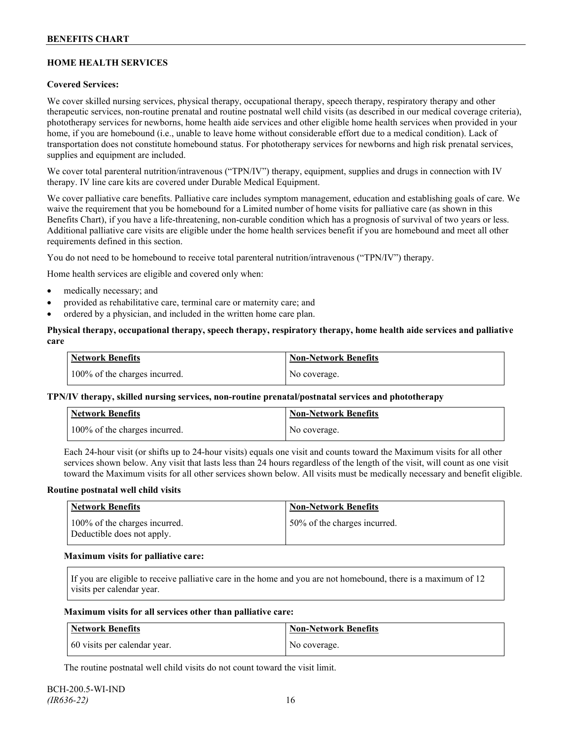## HOME HEALTH SERVICES

**Covered Services:**

We cover skilled nursing services, physical therapy, occupational therapy, speech therapy, respiratory therapy and other therapeutic services, non-routine prenatal and routine postnatal well child visits (as described in our medical coverage criteria), phototherapy services for newborns, home health aide services and other eligible home health services when provided in your home, if you are homebound (i.e., unable to leave home without considerable effort due to a medical condition). Lack of transportation does not constitute homebound status. For phototherapy services for newborns and high risk prenatal services, supplies and equipment are included.

We cover total parenteral nutrition/intravenous ("TPN/IV") therapy, equipment, supplies and drugs in connection with IV therapy. IV line care kits are covered under Durable Medical Equipment.

We cover palliative care benefits. Palliative care includes symptom management, education and establishing goals of care. We waive the requirement that you be homebound for a Limited number of home visits for palliative care (as shown in this Benefits Chart), if you have a life-threatening, non-curable condition which has a prognosis of survival of two years or less. Additional palliative care visits are eligible under the home health services benefit if you are homebound and meet all other requirements defined in this section.

You do not need to be homebound to receive total parenteral nutrition/intravenous ("TPN/IV") therapy.

Home health services are eligible and covered only when:

- medically necessary; and
- provided as rehabilitative care, terminal care or maternity care; and
- ordered by a physician, and included in the written home care plan.

**Physical therapy, occupational therapy, speech therapy, respiratory therapy, home health aide services and palliative care**

| Network Benefits | Non-Network Benefits |
|---|---|
| 100% of the charges incurred. | No coverage. |

**TPN/IV therapy, skilled nursing services, non-routine prenatal/postnatal services and phototherapy**

| Network Benefits | Non-Network Benefits |
|---|---|
| 100% of the charges incurred. | No coverage. |

Each 24-hour visit (or shifts up to 24-hour visits) equals one visit and counts toward the Maximum visits for all other services shown below. Any visit that lasts less than 24 hours regardless of the length of the visit, will count as one visit toward the Maximum visits for all other services shown below. All visits must be medically necessary and benefit eligible.

**Routine postnatal well child visits**

| Network Benefits | Non-Network Benefits |
|---|---|
| 100% of the charges incurred. Deductible does not apply. | 50% of the charges incurred. |

**Maximum visits for palliative care:**

| If you are eligible to receive palliative care in the home and you are not homebound, there is a maximum of 12 visits per calendar year. |
|---|

**Maximum visits for all services other than palliative care:**

| Network Benefits | Non-Network Benefits |
|---|---|
| 60 visits per calendar year. | No coverage. |

The routine postnatal well child visits do not count toward the visit limit.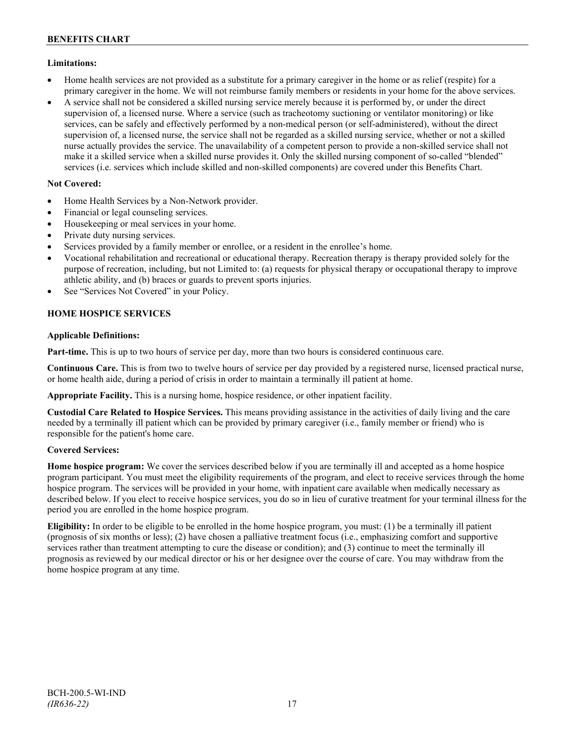**Limitations:**

- Home health services are not provided as a substitute for a primary caregiver in the home or as relief (respite) for a primary caregiver in the home. We will not reimburse family members or residents in your home for the above services.
- A service shall not be considered a skilled nursing service merely because it is performed by, or under the direct supervision of, a licensed nurse. Where a service (such as tracheotomy suctioning or ventilator monitoring) or like services, can be safely and effectively performed by a non-medical person (or self-administered), without the direct supervision of, a licensed nurse, the service shall not be regarded as a skilled nursing service, whether or not a skilled nurse actually provides the service. The unavailability of a competent person to provide a non-skilled service shall not make it a skilled service when a skilled nurse provides it. Only the skilled nursing component of so-called "blended" services (i.e. services which include skilled and non-skilled components) are covered under this Benefits Chart.

**Not Covered:**

- Home Health Services by a Non-Network provider.
- Financial or legal counseling services.
- Housekeeping or meal services in your home.
- Private duty nursing services.
- Services provided by a family member or enrollee, or a resident in the enrollee's home.
- Vocational rehabilitation and recreational or educational therapy. Recreation therapy is therapy provided solely for the purpose of recreation, including, but not Limited to: (a) requests for physical therapy or occupational therapy to improve athletic ability, and (b) braces or guards to prevent sports injuries.
- See "Services Not Covered" in your Policy.

## HOME HOSPICE SERVICES

**Applicable Definitions:**

**Part-time.** This is up to two hours of service per day, more than two hours is considered continuous care.

**Continuous Care.** This is from two to twelve hours of service per day provided by a registered nurse, licensed practical nurse, or home health aide, during a period of crisis in order to maintain a terminally ill patient at home.

**Appropriate Facility.** This is a nursing home, hospice residence, or other inpatient facility.

**Custodial Care Related to Hospice Services.** This means providing assistance in the activities of daily living and the care needed by a terminally ill patient which can be provided by primary caregiver (i.e., family member or friend) who is responsible for the patient's home care.

**Covered Services:**

**Home hospice program:** We cover the services described below if you are terminally ill and accepted as a home hospice program participant. You must meet the eligibility requirements of the program, and elect to receive services through the home hospice program. The services will be provided in your home, with inpatient care available when medically necessary as described below. If you elect to receive hospice services, you do so in lieu of curative treatment for your terminal illness for the period you are enrolled in the home hospice program.

**Eligibility:** In order to be eligible to be enrolled in the home hospice program, you must: (1) be a terminally ill patient (prognosis of six months or less); (2) have chosen a palliative treatment focus (i.e., emphasizing comfort and supportive services rather than treatment attempting to cure the disease or condition); and (3) continue to meet the terminally ill prognosis as reviewed by our medical director or his or her designee over the course of care. You may withdraw from the home hospice program at any time.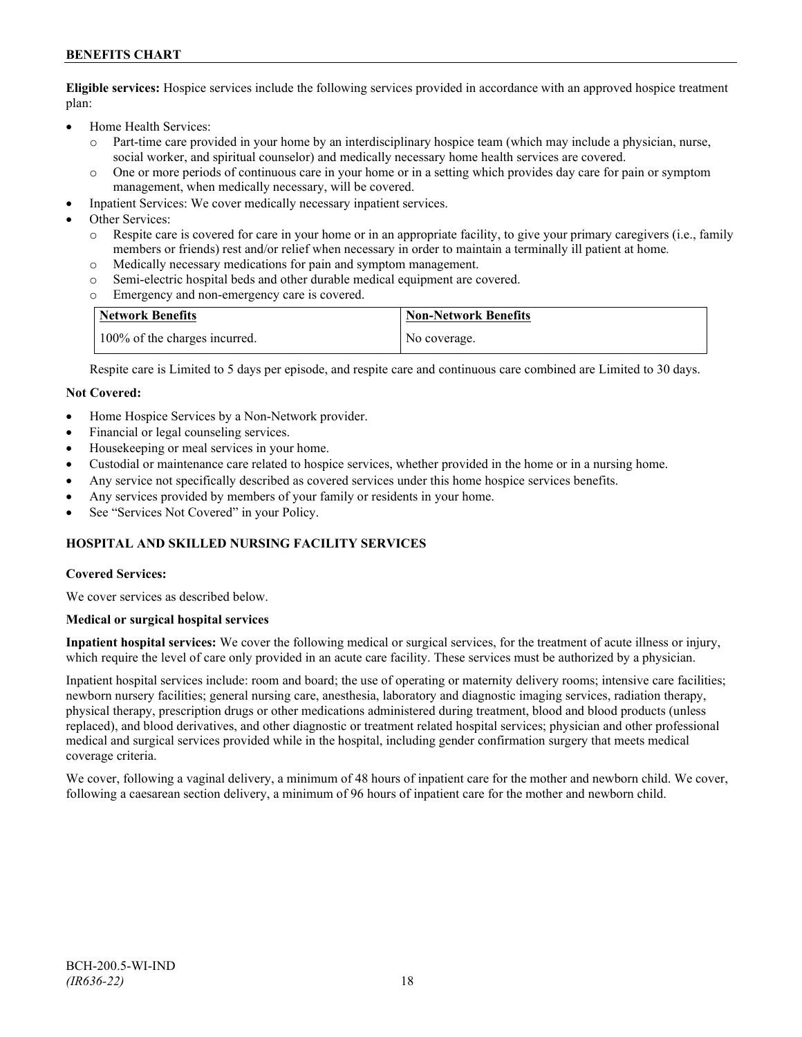**Eligible services:** Hospice services include the following services provided in accordance with an approved hospice treatment plan:

- Home Health Services:
  - Part-time care provided in your home by an interdisciplinary hospice team (which may include a physician, nurse, social worker, and spiritual counselor) and medically necessary home health services are covered.
  - One or more periods of continuous care in your home or in a setting which provides day care for pain or symptom management, when medically necessary, will be covered.
- Inpatient Services: We cover medically necessary inpatient services.
- Other Services:
  - Respite care is covered for care in your home or in an appropriate facility, to give your primary caregivers (i.e., family members or friends) rest and/or relief when necessary in order to maintain a terminally ill patient at home.
  - Medically necessary medications for pain and symptom management.
  - Semi-electric hospital beds and other durable medical equipment are covered.
  - Emergency and non-emergency care is covered.

| Network Benefits | Non-Network Benefits |
| --- | --- |
| 100% of the charges incurred. | No coverage. |

Respite care is Limited to 5 days per episode, and respite care and continuous care combined are Limited to 30 days.

**Not Covered:**

- Home Hospice Services by a Non-Network provider.
- Financial or legal counseling services.
- Housekeeping or meal services in your home.
- Custodial or maintenance care related to hospice services, whether provided in the home or in a nursing home.
- Any service not specifically described as covered services under this home hospice services benefits.
- Any services provided by members of your family or residents in your home.
- See "Services Not Covered" in your Policy.

## HOSPITAL AND SKILLED NURSING FACILITY SERVICES

**Covered Services:**

We cover services as described below.

**Medical or surgical hospital services**

**Inpatient hospital services:** We cover the following medical or surgical services, for the treatment of acute illness or injury, which require the level of care only provided in an acute care facility. These services must be authorized by a physician.

Inpatient hospital services include: room and board; the use of operating or maternity delivery rooms; intensive care facilities; newborn nursery facilities; general nursing care, anesthesia, laboratory and diagnostic imaging services, radiation therapy, physical therapy, prescription drugs or other medications administered during treatment, blood and blood products (unless replaced), and blood derivatives, and other diagnostic or treatment related hospital services; physician and other professional medical and surgical services provided while in the hospital, including gender confirmation surgery that meets medical coverage criteria.

We cover, following a vaginal delivery, a minimum of 48 hours of inpatient care for the mother and newborn child. We cover, following a caesarean section delivery, a minimum of 96 hours of inpatient care for the mother and newborn child.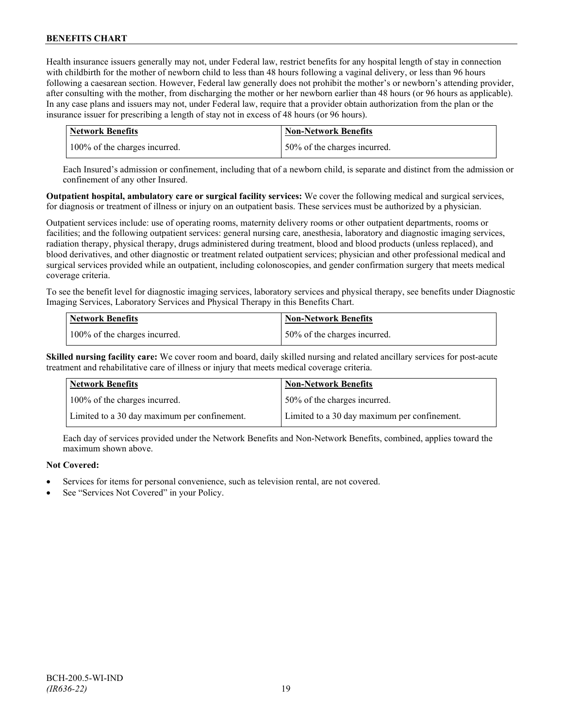Health insurance issuers generally may not, under Federal law, restrict benefits for any hospital length of stay in connection with childbirth for the mother of newborn child to less than 48 hours following a vaginal delivery, or less than 96 hours following a caesarean section. However, Federal law generally does not prohibit the mother's or newborn's attending provider, after consulting with the mother, from discharging the mother or her newborn earlier than 48 hours (or 96 hours as applicable). In any case plans and issuers may not, under Federal law, require that a provider obtain authorization from the plan or the insurance issuer for prescribing a length of stay not in excess of 48 hours (or 96 hours).

| Network Benefits | Non-Network Benefits |
|---|---|
| 100% of the charges incurred. | 50% of the charges incurred. |

Each Insured's admission or confinement, including that of a newborn child, is separate and distinct from the admission or confinement of any other Insured.

**Outpatient hospital, ambulatory care or surgical facility services:** We cover the following medical and surgical services, for diagnosis or treatment of illness or injury on an outpatient basis. These services must be authorized by a physician.

Outpatient services include: use of operating rooms, maternity delivery rooms or other outpatient departments, rooms or facilities; and the following outpatient services: general nursing care, anesthesia, laboratory and diagnostic imaging services, radiation therapy, physical therapy, drugs administered during treatment, blood and blood products (unless replaced), and blood derivatives, and other diagnostic or treatment related outpatient services; physician and other professional medical and surgical services provided while an outpatient, including colonoscopies, and gender confirmation surgery that meets medical coverage criteria.

To see the benefit level for diagnostic imaging services, laboratory services and physical therapy, see benefits under Diagnostic Imaging Services, Laboratory Services and Physical Therapy in this Benefits Chart.

| Network Benefits | Non-Network Benefits |
|---|---|
| 100% of the charges incurred. | 50% of the charges incurred. |

**Skilled nursing facility care:** We cover room and board, daily skilled nursing and related ancillary services for post-acute treatment and rehabilitative care of illness or injury that meets medical coverage criteria.

| Network Benefits | Non-Network Benefits |
|---|---|
| 100% of the charges incurred. | 50% of the charges incurred. |
| Limited to a 30 day maximum per confinement. | Limited to a 30 day maximum per confinement. |

Each day of services provided under the Network Benefits and Non-Network Benefits, combined, applies toward the maximum shown above.

**Not Covered:**

- Services for items for personal convenience, such as television rental, are not covered.
- See "Services Not Covered" in your Policy.

BCH-200.5-WI-IND
*(IR636-22)*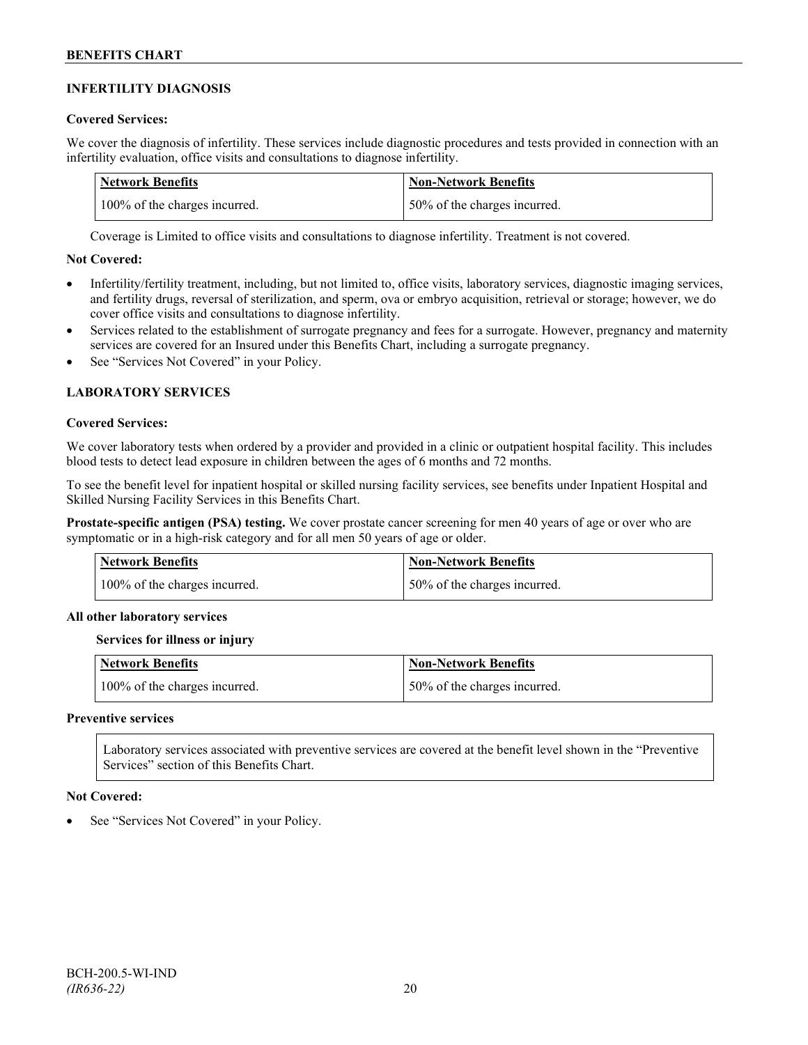## INFERTILITY DIAGNOSIS

**Covered Services:**

We cover the diagnosis of infertility. These services include diagnostic procedures and tests provided in connection with an infertility evaluation, office visits and consultations to diagnose infertility.

| Network Benefits | Non-Network Benefits |
|---|---|
| 100% of the charges incurred. | 50% of the charges incurred. |

Coverage is Limited to office visits and consultations to diagnose infertility. Treatment is not covered.

**Not Covered:**

- Infertility/fertility treatment, including, but not limited to, office visits, laboratory services, diagnostic imaging services, and fertility drugs, reversal of sterilization, and sperm, ova or embryo acquisition, retrieval or storage; however, we do cover office visits and consultations to diagnose infertility.
- Services related to the establishment of surrogate pregnancy and fees for a surrogate. However, pregnancy and maternity services are covered for an Insured under this Benefits Chart, including a surrogate pregnancy.
- See "Services Not Covered" in your Policy.

## LABORATORY SERVICES

**Covered Services:**

We cover laboratory tests when ordered by a provider and provided in a clinic or outpatient hospital facility. This includes blood tests to detect lead exposure in children between the ages of 6 months and 72 months.

To see the benefit level for inpatient hospital or skilled nursing facility services, see benefits under Inpatient Hospital and Skilled Nursing Facility Services in this Benefits Chart.

**Prostate-specific antigen (PSA) testing.** We cover prostate cancer screening for men 40 years of age or over who are symptomatic or in a high-risk category and for all men 50 years of age or older.

| Network Benefits | Non-Network Benefits |
|---|---|
| 100% of the charges incurred. | 50% of the charges incurred. |

**All other laboratory services**

**Services for illness or injury**

| Network Benefits | Non-Network Benefits |
|---|---|
| 100% of the charges incurred. | 50% of the charges incurred. |

**Preventive services**

Laboratory services associated with preventive services are covered at the benefit level shown in the "Preventive Services" section of this Benefits Chart.

**Not Covered:**

- See "Services Not Covered" in your Policy.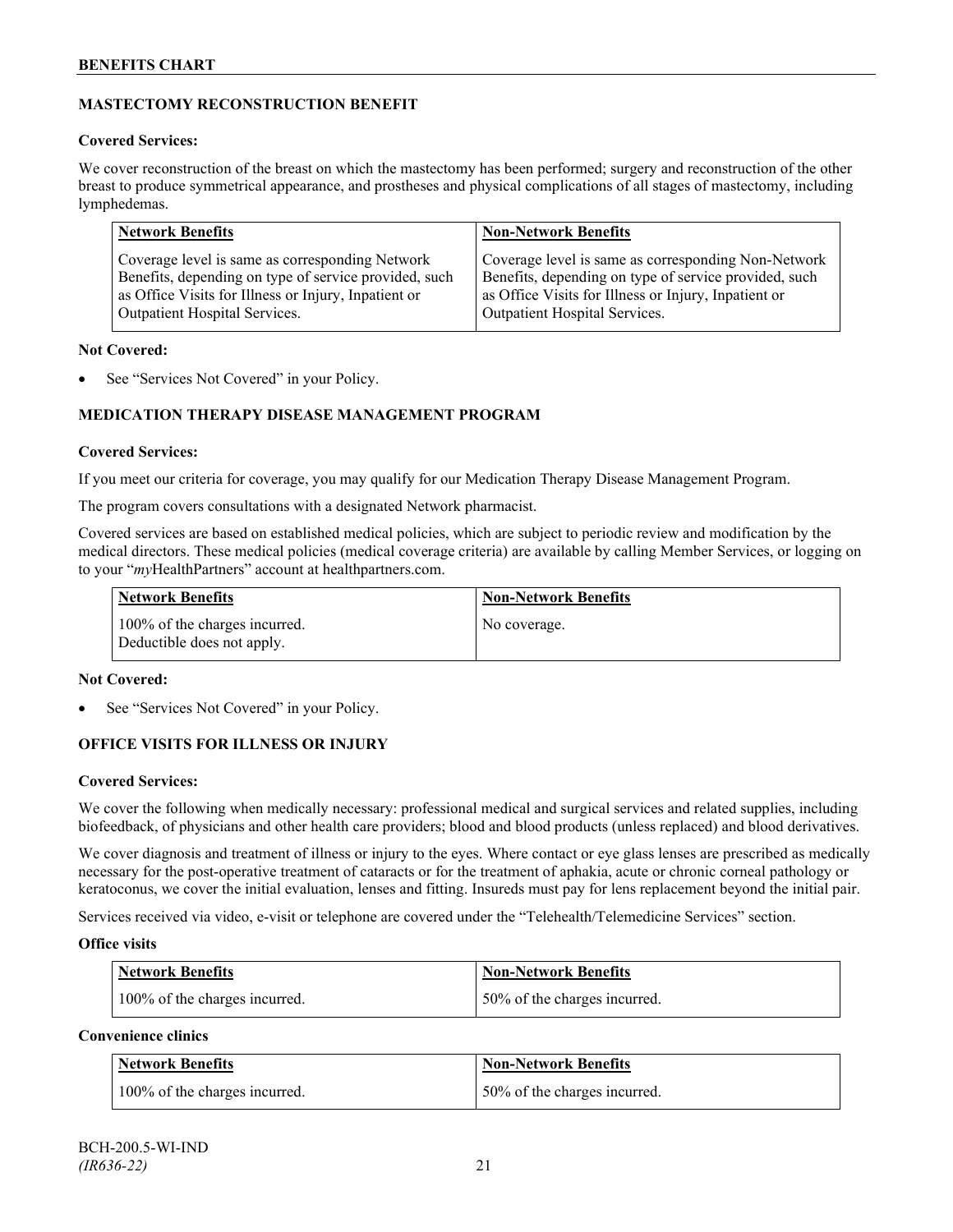## MASTECTOMY RECONSTRUCTION BENEFIT

**Covered Services:**

We cover reconstruction of the breast on which the mastectomy has been performed; surgery and reconstruction of the other breast to produce symmetrical appearance, and prostheses and physical complications of all stages of mastectomy, including lymphedemas.

| Network Benefits | Non-Network Benefits |
|---|---|
| Coverage level is same as corresponding Network Benefits, depending on type of service provided, such as Office Visits for Illness or Injury, Inpatient or Outpatient Hospital Services. | Coverage level is same as corresponding Non-Network Benefits, depending on type of service provided, such as Office Visits for Illness or Injury, Inpatient or Outpatient Hospital Services. |

**Not Covered:**

- See "Services Not Covered" in your Policy.

## MEDICATION THERAPY DISEASE MANAGEMENT PROGRAM

**Covered Services:**

If you meet our criteria for coverage, you may qualify for our Medication Therapy Disease Management Program.

The program covers consultations with a designated Network pharmacist.

Covered services are based on established medical policies, which are subject to periodic review and modification by the medical directors. These medical policies (medical coverage criteria) are available by calling Member Services, or logging on to your "*my*HealthPartners" account at healthpartners.com.

| Network Benefits | Non-Network Benefits |
|---|---|
| 100% of the charges incurred. Deductible does not apply. | No coverage. |

**Not Covered:**

- See "Services Not Covered" in your Policy.

## OFFICE VISITS FOR ILLNESS OR INJURY

**Covered Services:**

We cover the following when medically necessary: professional medical and surgical services and related supplies, including biofeedback, of physicians and other health care providers; blood and blood products (unless replaced) and blood derivatives.

We cover diagnosis and treatment of illness or injury to the eyes. Where contact or eye glass lenses are prescribed as medically necessary for the post-operative treatment of cataracts or for the treatment of aphakia, acute or chronic corneal pathology or keratoconus, we cover the initial evaluation, lenses and fitting. Insureds must pay for lens replacement beyond the initial pair.

Services received via video, e-visit or telephone are covered under the "Telehealth/Telemedicine Services" section.

**Office visits**

| Network Benefits | Non-Network Benefits |
|---|---|
| 100% of the charges incurred. | 50% of the charges incurred. |

**Convenience clinics**

| Network Benefits | Non-Network Benefits |
|---|---|
| 100% of the charges incurred. | 50% of the charges incurred. |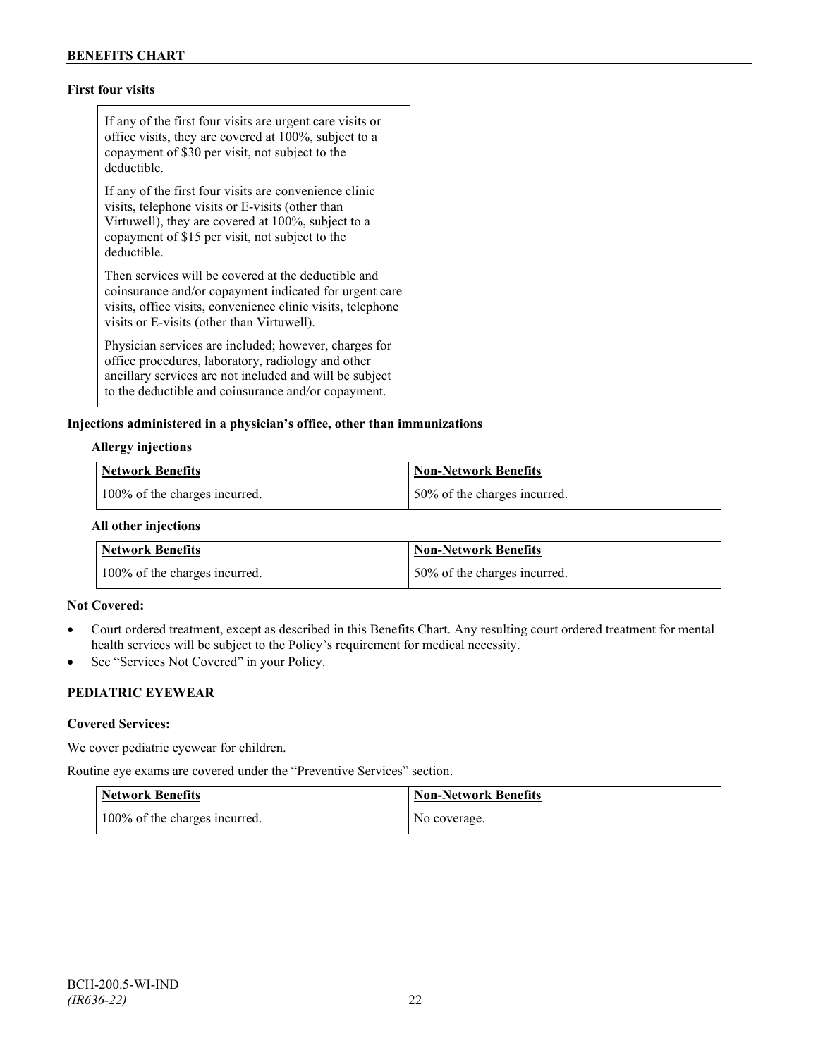**First four visits**

If any of the first four visits are urgent care visits or office visits, they are covered at 100%, subject to a copayment of $30 per visit, not subject to the deductible.

If any of the first four visits are convenience clinic visits, telephone visits or E-visits (other than Virtuwell), they are covered at 100%, subject to a copayment of $15 per visit, not subject to the deductible.

Then services will be covered at the deductible and coinsurance and/or copayment indicated for urgent care visits, office visits, convenience clinic visits, telephone visits or E-visits (other than Virtuwell).

Physician services are included; however, charges for office procedures, laboratory, radiology and other ancillary services are not included and will be subject to the deductible and coinsurance and/or copayment.

**Injections administered in a physician's office, other than immunizations**

**Allergy injections**

| Network Benefits | Non-Network Benefits |
| --- | --- |
| 100% of the charges incurred. | 50% of the charges incurred. |

**All other injections**

| Network Benefits | Non-Network Benefits |
| --- | --- |
| 100% of the charges incurred. | 50% of the charges incurred. |

**Not Covered:**

- Court ordered treatment, except as described in this Benefits Chart. Any resulting court ordered treatment for mental health services will be subject to the Policy's requirement for medical necessity.
- See "Services Not Covered" in your Policy.

**PEDIATRIC EYEWEAR**

**Covered Services:**

We cover pediatric eyewear for children.

Routine eye exams are covered under the "Preventive Services" section.

| Network Benefits | Non-Network Benefits |
| --- | --- |
| 100% of the charges incurred. | No coverage. |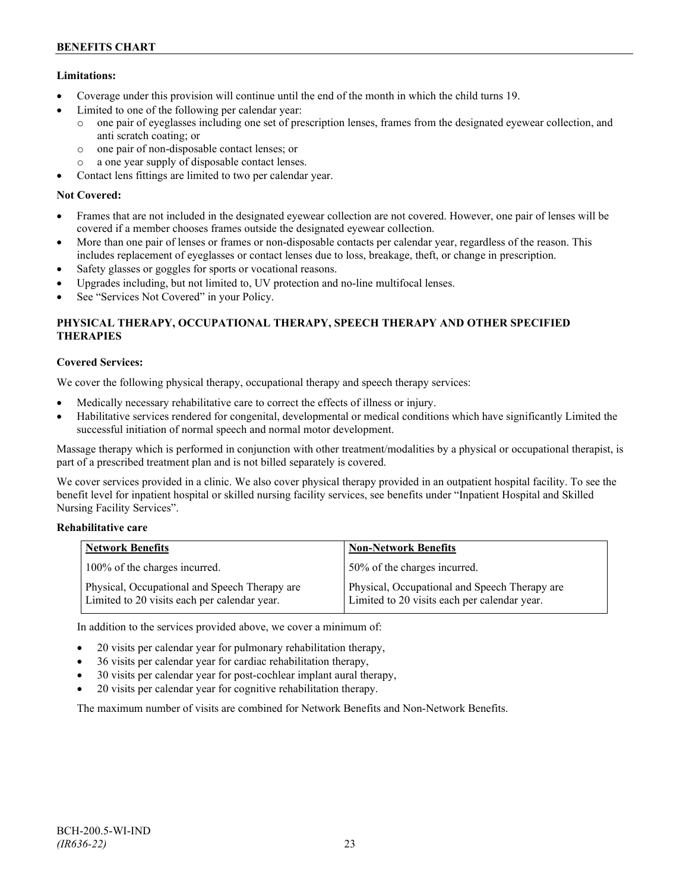**Limitations:**

- Coverage under this provision will continue until the end of the month in which the child turns 19.
- Limited to one of the following per calendar year:
  - one pair of eyeglasses including one set of prescription lenses, frames from the designated eyewear collection, and anti scratch coating; or
  - one pair of non-disposable contact lenses; or
  - a one year supply of disposable contact lenses.
- Contact lens fittings are limited to two per calendar year.

**Not Covered:**

- Frames that are not included in the designated eyewear collection are not covered. However, one pair of lenses will be covered if a member chooses frames outside the designated eyewear collection.
- More than one pair of lenses or frames or non-disposable contacts per calendar year, regardless of the reason. This includes replacement of eyeglasses or contact lenses due to loss, breakage, theft, or change in prescription.
- Safety glasses or goggles for sports or vocational reasons.
- Upgrades including, but not limited to, UV protection and no-line multifocal lenses.
- See "Services Not Covered" in your Policy.

## PHYSICAL THERAPY, OCCUPATIONAL THERAPY, SPEECH THERAPY AND OTHER SPECIFIED THERAPIES

**Covered Services:**

We cover the following physical therapy, occupational therapy and speech therapy services:

- Medically necessary rehabilitative care to correct the effects of illness or injury.
- Habilitative services rendered for congenital, developmental or medical conditions which have significantly Limited the successful initiation of normal speech and normal motor development.

Massage therapy which is performed in conjunction with other treatment/modalities by a physical or occupational therapist, is part of a prescribed treatment plan and is not billed separately is covered.

We cover services provided in a clinic. We also cover physical therapy provided in an outpatient hospital facility. To see the benefit level for inpatient hospital or skilled nursing facility services, see benefits under "Inpatient Hospital and Skilled Nursing Facility Services".

**Rehabilitative care**

| Network Benefits | Non-Network Benefits |
| --- | --- |
| 100% of the charges incurred. | 50% of the charges incurred. |
| Physical, Occupational and Speech Therapy are Limited to 20 visits each per calendar year. | Physical, Occupational and Speech Therapy are Limited to 20 visits each per calendar year. |

In addition to the services provided above, we cover a minimum of:

- 20 visits per calendar year for pulmonary rehabilitation therapy,
- 36 visits per calendar year for cardiac rehabilitation therapy,
- 30 visits per calendar year for post-cochlear implant aural therapy,
- 20 visits per calendar year for cognitive rehabilitation therapy.

The maximum number of visits are combined for Network Benefits and Non-Network Benefits.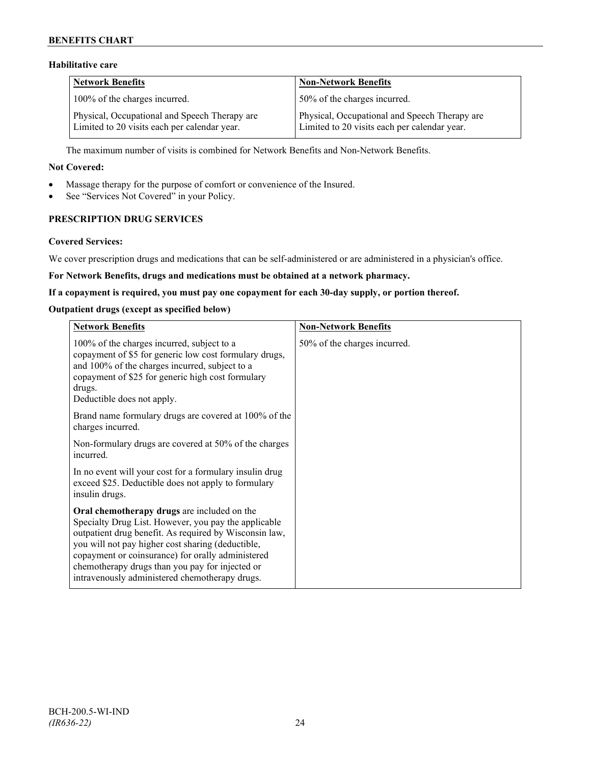**BENEFITS CHART**

### Habitative care

| Network Benefits | Non-Network Benefits |
|---|---|
| 100% of the charges incurred. | 50% of the charges incurred. |
| Physical, Occupational and Speech Therapy are Limited to 20 visits each per calendar year. | Physical, Occupational and Speech Therapy are Limited to 20 visits each per calendar year. |

The maximum number of visits is combined for Network Benefits and Non-Network Benefits.

**Not Covered:**

- Massage therapy for the purpose of comfort or convenience of the Insured.
- See "Services Not Covered" in your Policy.

## PRESCRIPTION DRUG SERVICES

**Covered Services:**

We cover prescription drugs and medications that can be self-administered or are administered in a physician's office.

**For Network Benefits, drugs and medications must be obtained at a network pharmacy.**

**If a copayment is required, you must pay one copayment for each 30-day supply, or portion thereof.**

**Outpatient drugs (except as specified below)**

| Network Benefits | Non-Network Benefits |
|---|---|
| 100% of the charges incurred, subject to a copayment of $5 for generic low cost formulary drugs, and 100% of the charges incurred, subject to a copayment of $25 for generic high cost formulary drugs.<br>Deductible does not apply.<br><br>Brand name formulary drugs are covered at 100% of the charges incurred.<br><br>Non-formulary drugs are covered at 50% of the charges incurred.<br><br>In no event will your cost for a formulary insulin drug exceed $25. Deductible does not apply to formulary insulin drugs.<br><br>**Oral chemotherapy drugs** are included on the Specialty Drug List. However, you pay the applicable outpatient drug benefit. As required by Wisconsin law, you will not pay higher cost sharing (deductible, copayment or coinsurance) for orally administered chemotherapy drugs than you pay for injected or intravenously administered chemotherapy drugs. | 50% of the charges incurred. |

BCH-200.5-WI-IND
*(IR636-22)*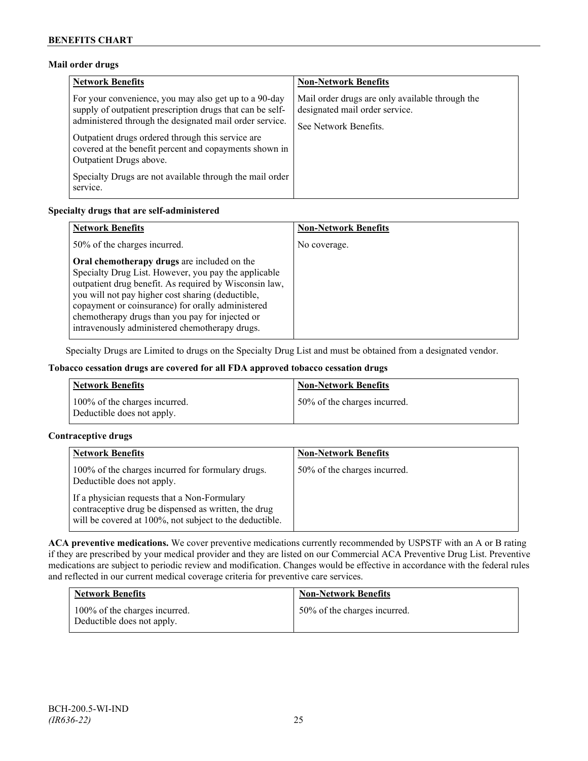**Mail order drugs**

| Network Benefits | Non-Network Benefits |
| --- | --- |
| For your convenience, you may also get up to a 90-day supply of outpatient prescription drugs that can be self-administered through the designated mail order service.<br><br>Outpatient drugs ordered through this service are covered at the benefit percent and copayments shown in Outpatient Drugs above.<br><br>Specialty Drugs are not available through the mail order service. | Mail order drugs are only available through the designated mail order service.<br><br>See Network Benefits. |

**Specialty drugs that are self-administered**

| Network Benefits | Non-Network Benefits |
| --- | --- |
| 50% of the charges incurred.<br><br>**Oral chemotherapy drugs** are included on the Specialty Drug List. However, you pay the applicable outpatient drug benefit. As required by Wisconsin law, you will not pay higher cost sharing (deductible, copayment or coinsurance) for orally administered chemotherapy drugs than you pay for injected or intravenously administered chemotherapy drugs. | No coverage. |

Specialty Drugs are Limited to drugs on the Specialty Drug List and must be obtained from a designated vendor.

**Tobacco cessation drugs are covered for all FDA approved tobacco cessation drugs**

| Network Benefits | Non-Network Benefits |
| --- | --- |
| 100% of the charges incurred.<br>Deductible does not apply. | 50% of the charges incurred. |

**Contraceptive drugs**

| Network Benefits | Non-Network Benefits |
| --- | --- |
| 100% of the charges incurred for formulary drugs. Deductible does not apply.<br><br>If a physician requests that a Non-Formulary contraceptive drug be dispensed as written, the drug will be covered at 100%, not subject to the deductible. | 50% of the charges incurred. |

**ACA preventive medications.** We cover preventive medications currently recommended by USPSTF with an A or B rating if they are prescribed by your medical provider and they are listed on our Commercial ACA Preventive Drug List. Preventive medications are subject to periodic review and modification. Changes would be effective in accordance with the federal rules and reflected in our current medical coverage criteria for preventive care services.

| Network Benefits | Non-Network Benefits |
| --- | --- |
| 100% of the charges incurred.<br>Deductible does not apply. | 50% of the charges incurred. |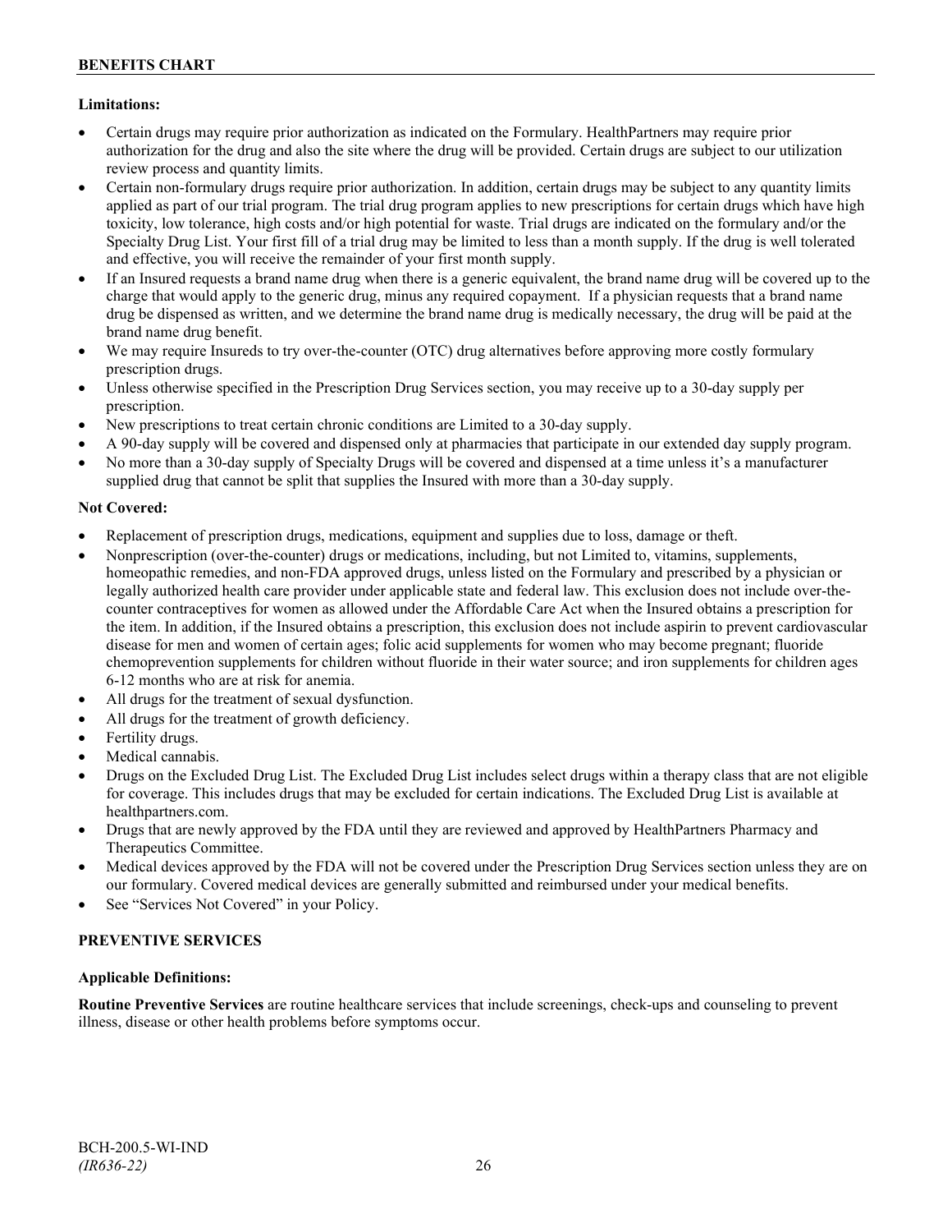**Limitations:**

- Certain drugs may require prior authorization as indicated on the Formulary. HealthPartners may require prior authorization for the drug and also the site where the drug will be provided. Certain drugs are subject to our utilization review process and quantity limits.
- Certain non-formulary drugs require prior authorization. In addition, certain drugs may be subject to any quantity limits applied as part of our trial program. The trial drug program applies to new prescriptions for certain drugs which have high toxicity, low tolerance, high costs and/or high potential for waste. Trial drugs are indicated on the formulary and/or the Specialty Drug List. Your first fill of a trial drug may be limited to less than a month supply. If the drug is well tolerated and effective, you will receive the remainder of your first month supply.
- If an Insured requests a brand name drug when there is a generic equivalent, the brand name drug will be covered up to the charge that would apply to the generic drug, minus any required copayment. If a physician requests that a brand name drug be dispensed as written, and we determine the brand name drug is medically necessary, the drug will be paid at the brand name drug benefit.
- We may require Insureds to try over-the-counter (OTC) drug alternatives before approving more costly formulary prescription drugs.
- Unless otherwise specified in the Prescription Drug Services section, you may receive up to a 30-day supply per prescription.
- New prescriptions to treat certain chronic conditions are Limited to a 30-day supply.
- A 90-day supply will be covered and dispensed only at pharmacies that participate in our extended day supply program.
- No more than a 30-day supply of Specialty Drugs will be covered and dispensed at a time unless it's a manufacturer supplied drug that cannot be split that supplies the Insured with more than a 30-day supply.

**Not Covered:**

- Replacement of prescription drugs, medications, equipment and supplies due to loss, damage or theft.
- Nonprescription (over-the-counter) drugs or medications, including, but not Limited to, vitamins, supplements, homeopathic remedies, and non-FDA approved drugs, unless listed on the Formulary and prescribed by a physician or legally authorized health care provider under applicable state and federal law. This exclusion does not include over-the-counter contraceptives for women as allowed under the Affordable Care Act when the Insured obtains a prescription for the item. In addition, if the Insured obtains a prescription, this exclusion does not include aspirin to prevent cardiovascular disease for men and women of certain ages; folic acid supplements for women who may become pregnant; fluoride chemoprevention supplements for children without fluoride in their water source; and iron supplements for children ages 6-12 months who are at risk for anemia.
- All drugs for the treatment of sexual dysfunction.
- All drugs for the treatment of growth deficiency.
- Fertility drugs.
- Medical cannabis.
- Drugs on the Excluded Drug List. The Excluded Drug List includes select drugs within a therapy class that are not eligible for coverage. This includes drugs that may be excluded for certain indications. The Excluded Drug List is available at healthpartners.com.
- Drugs that are newly approved by the FDA until they are reviewed and approved by HealthPartners Pharmacy and Therapeutics Committee.
- Medical devices approved by the FDA will not be covered under the Prescription Drug Services section unless they are on our formulary. Covered medical devices are generally submitted and reimbursed under your medical benefits.
- See "Services Not Covered" in your Policy.

## PREVENTIVE SERVICES

**Applicable Definitions:**

**Routine Preventive Services** are routine healthcare services that include screenings, check-ups and counseling to prevent illness, disease or other health problems before symptoms occur.

BCH-200.5-WI-IND
*(IR636-22)*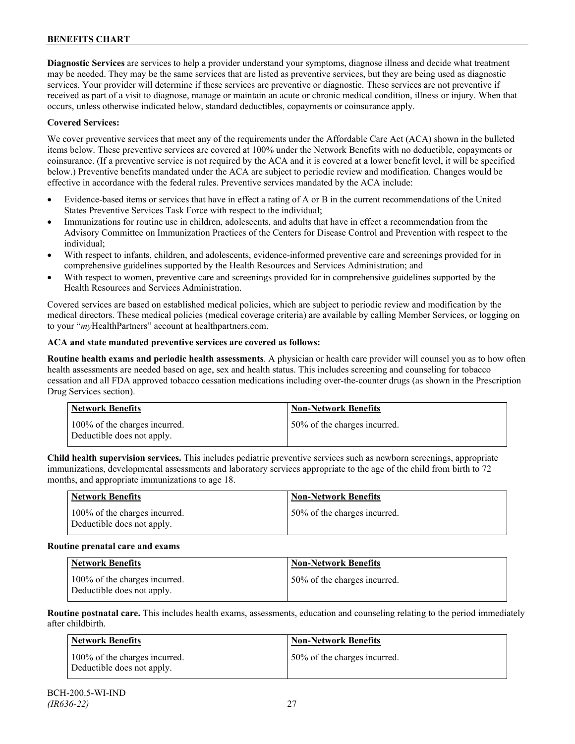**Diagnostic Services** are services to help a provider understand your symptoms, diagnose illness and decide what treatment may be needed. They may be the same services that are listed as preventive services, but they are being used as diagnostic services. Your provider will determine if these services are preventive or diagnostic. These services are not preventive if received as part of a visit to diagnose, manage or maintain an acute or chronic medical condition, illness or injury. When that occurs, unless otherwise indicated below, standard deductibles, copayments or coinsurance apply.

**Covered Services:**

We cover preventive services that meet any of the requirements under the Affordable Care Act (ACA) shown in the bulleted items below. These preventive services are covered at 100% under the Network Benefits with no deductible, copayments or coinsurance. (If a preventive service is not required by the ACA and it is covered at a lower benefit level, it will be specified below.) Preventive benefits mandated under the ACA are subject to periodic review and modification. Changes would be effective in accordance with the federal rules. Preventive services mandated by the ACA include:

- Evidence-based items or services that have in effect a rating of A or B in the current recommendations of the United States Preventive Services Task Force with respect to the individual;
- Immunizations for routine use in children, adolescents, and adults that have in effect a recommendation from the Advisory Committee on Immunization Practices of the Centers for Disease Control and Prevention with respect to the individual;
- With respect to infants, children, and adolescents, evidence-informed preventive care and screenings provided for in comprehensive guidelines supported by the Health Resources and Services Administration; and
- With respect to women, preventive care and screenings provided for in comprehensive guidelines supported by the Health Resources and Services Administration.

Covered services are based on established medical policies, which are subject to periodic review and modification by the medical directors. These medical policies (medical coverage criteria) are available by calling Member Services, or logging on to your "*my*HealthPartners" account at healthpartners.com.

**ACA and state mandated preventive services are covered as follows:**

**Routine health exams and periodic health assessments**. A physician or health care provider will counsel you as to how often health assessments are needed based on age, sex and health status. This includes screening and counseling for tobacco cessation and all FDA approved tobacco cessation medications including over-the-counter drugs (as shown in the Prescription Drug Services section).

| Network Benefits | Non-Network Benefits |
| --- | --- |
| 100% of the charges incurred. Deductible does not apply. | 50% of the charges incurred. |

**Child health supervision services.** This includes pediatric preventive services such as newborn screenings, appropriate immunizations, developmental assessments and laboratory services appropriate to the age of the child from birth to 72 months, and appropriate immunizations to age 18.

| Network Benefits | Non-Network Benefits |
| --- | --- |
| 100% of the charges incurred. Deductible does not apply. | 50% of the charges incurred. |

**Routine prenatal care and exams**

| Network Benefits | Non-Network Benefits |
| --- | --- |
| 100% of the charges incurred. Deductible does not apply. | 50% of the charges incurred. |

**Routine postnatal care.** This includes health exams, assessments, education and counseling relating to the period immediately after childbirth.

| Network Benefits | Non-Network Benefits |
| --- | --- |
| 100% of the charges incurred. Deductible does not apply. | 50% of the charges incurred. |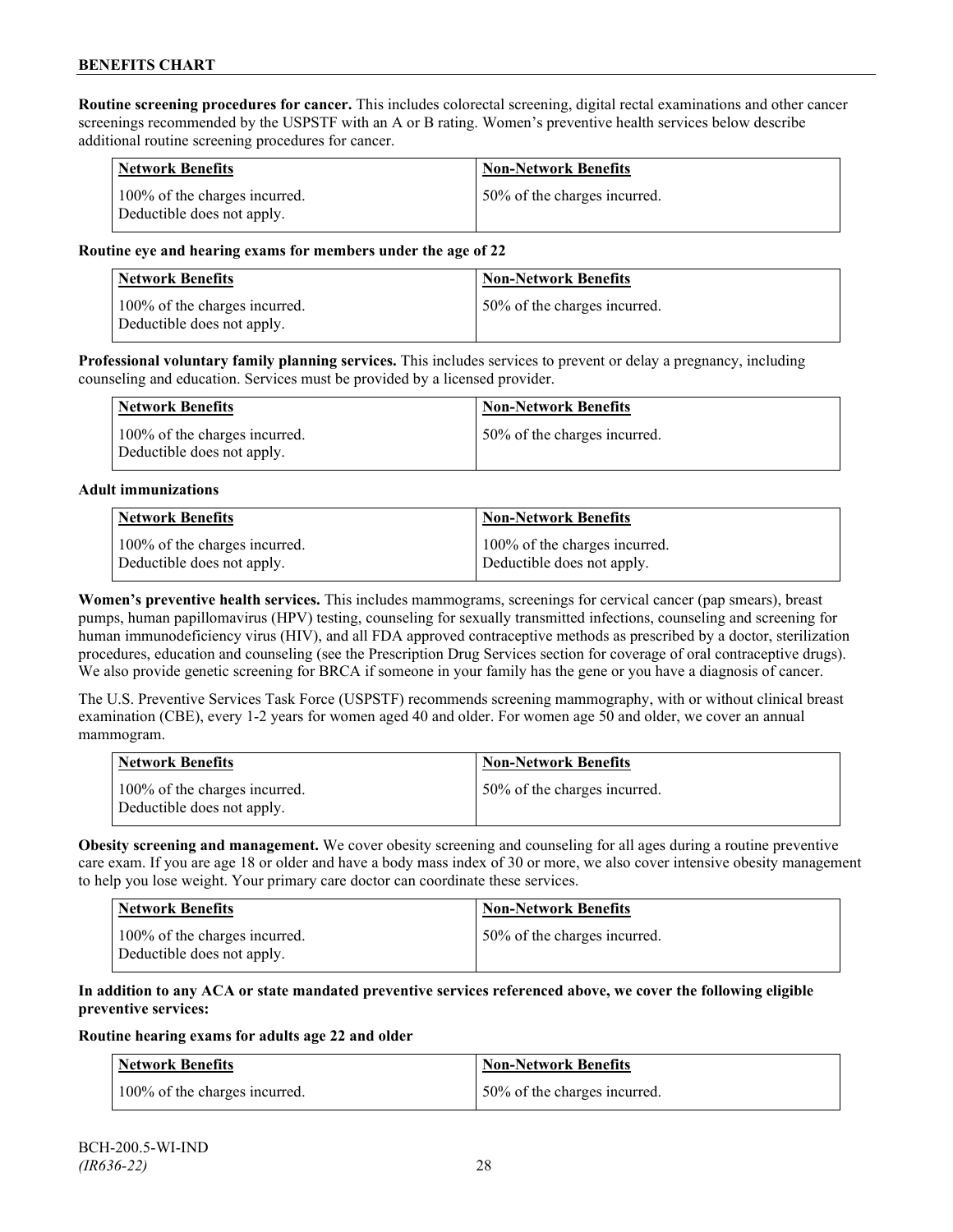**Routine screening procedures for cancer.** This includes colorectal screening, digital rectal examinations and other cancer screenings recommended by the USPSTF with an A or B rating. Women's preventive health services below describe additional routine screening procedures for cancer.

| Network Benefits | Non-Network Benefits |
| --- | --- |
| 100% of the charges incurred. Deductible does not apply. | 50% of the charges incurred. |

**Routine eye and hearing exams for members under the age of 22**

| Network Benefits | Non-Network Benefits |
| --- | --- |
| 100% of the charges incurred. Deductible does not apply. | 50% of the charges incurred. |

**Professional voluntary family planning services.** This includes services to prevent or delay a pregnancy, including counseling and education. Services must be provided by a licensed provider.

| Network Benefits | Non-Network Benefits |
| --- | --- |
| 100% of the charges incurred. Deductible does not apply. | 50% of the charges incurred. |

**Adult immunizations**

| Network Benefits | Non-Network Benefits |
| --- | --- |
| 100% of the charges incurred. Deductible does not apply. | 100% of the charges incurred. Deductible does not apply. |

**Women's preventive health services.** This includes mammograms, screenings for cervical cancer (pap smears), breast pumps, human papillomavirus (HPV) testing, counseling for sexually transmitted infections, counseling and screening for human immunodeficiency virus (HIV), and all FDA approved contraceptive methods as prescribed by a doctor, sterilization procedures, education and counseling (see the Prescription Drug Services section for coverage of oral contraceptive drugs). We also provide genetic screening for BRCA if someone in your family has the gene or you have a diagnosis of cancer.

The U.S. Preventive Services Task Force (USPSTF) recommends screening mammography, with or without clinical breast examination (CBE), every 1-2 years for women aged 40 and older. For women age 50 and older, we cover an annual mammogram.

| Network Benefits | Non-Network Benefits |
| --- | --- |
| 100% of the charges incurred. Deductible does not apply. | 50% of the charges incurred. |

**Obesity screening and management.** We cover obesity screening and counseling for all ages during a routine preventive care exam. If you are age 18 or older and have a body mass index of 30 or more, we also cover intensive obesity management to help you lose weight. Your primary care doctor can coordinate these services.

| Network Benefits | Non-Network Benefits |
| --- | --- |
| 100% of the charges incurred. Deductible does not apply. | 50% of the charges incurred. |

**In addition to any ACA or state mandated preventive services referenced above, we cover the following eligible preventive services:**

**Routine hearing exams for adults age 22 and older**

| Network Benefits | Non-Network Benefits |
| --- | --- |
| 100% of the charges incurred. | 50% of the charges incurred. |

BCH-200.5-WI-IND
*(IR636-22)*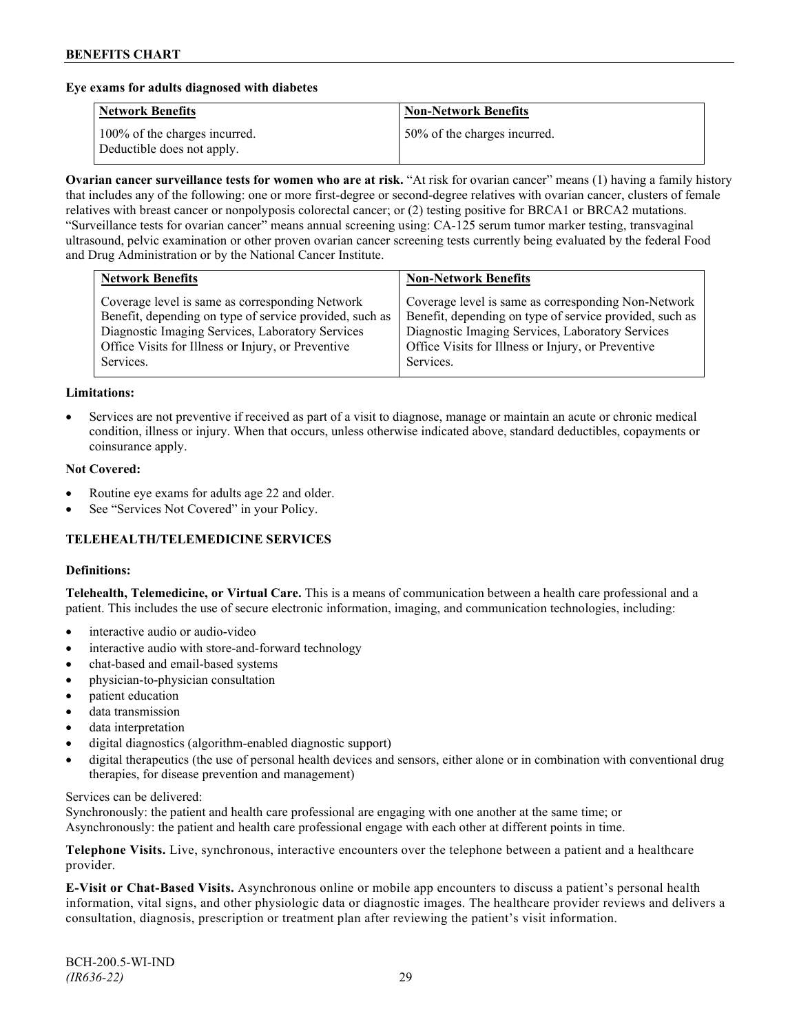**Eye exams for adults diagnosed with diabetes**

| Network Benefits | Non-Network Benefits |
|---|---|
| 100% of the charges incurred. Deductible does not apply. | 50% of the charges incurred. |

**Ovarian cancer surveillance tests for women who are at risk.** "At risk for ovarian cancer" means (1) having a family history that includes any of the following: one or more first-degree or second-degree relatives with ovarian cancer, clusters of female relatives with breast cancer or nonpolyposis colorectal cancer; or (2) testing positive for BRCA1 or BRCA2 mutations. "Surveillance tests for ovarian cancer" means annual screening using: CA-125 serum tumor marker testing, transvaginal ultrasound, pelvic examination or other proven ovarian cancer screening tests currently being evaluated by the federal Food and Drug Administration or by the National Cancer Institute.

| Network Benefits | Non-Network Benefits |
|---|---|
| Coverage level is same as corresponding Network Benefit, depending on type of service provided, such as Diagnostic Imaging Services, Laboratory Services Office Visits for Illness or Injury, or Preventive Services. | Coverage level is same as corresponding Non-Network Benefit, depending on type of service provided, such as Diagnostic Imaging Services, Laboratory Services Office Visits for Illness or Injury, or Preventive Services. |

**Limitations:**

- Services are not preventive if received as part of a visit to diagnose, manage or maintain an acute or chronic medical condition, illness or injury. When that occurs, unless otherwise indicated above, standard deductibles, copayments or coinsurance apply.

**Not Covered:**

- Routine eye exams for adults age 22 and older.
- See "Services Not Covered" in your Policy.

## TELEHEALTH/TELEMEDICINE SERVICES

**Definitions:**

**Telehealth, Telemedicine, or Virtual Care.** This is a means of communication between a health care professional and a patient. This includes the use of secure electronic information, imaging, and communication technologies, including:

- interactive audio or audio-video
- interactive audio with store-and-forward technology
- chat-based and email-based systems
- physician-to-physician consultation
- patient education
- data transmission
- data interpretation
- digital diagnostics (algorithm-enabled diagnostic support)
- digital therapeutics (the use of personal health devices and sensors, either alone or in combination with conventional drug therapies, for disease prevention and management)

Services can be delivered:
Synchronously: the patient and health care professional are engaging with one another at the same time; or
Asynchronously: the patient and health care professional engage with each other at different points in time.

**Telephone Visits.** Live, synchronous, interactive encounters over the telephone between a patient and a healthcare provider.

**E-Visit or Chat-Based Visits.** Asynchronous online or mobile app encounters to discuss a patient's personal health information, vital signs, and other physiologic data or diagnostic images. The healthcare provider reviews and delivers a consultation, diagnosis, prescription or treatment plan after reviewing the patient's visit information.

BCH-200.5-WI-IND
*(IR636-22)*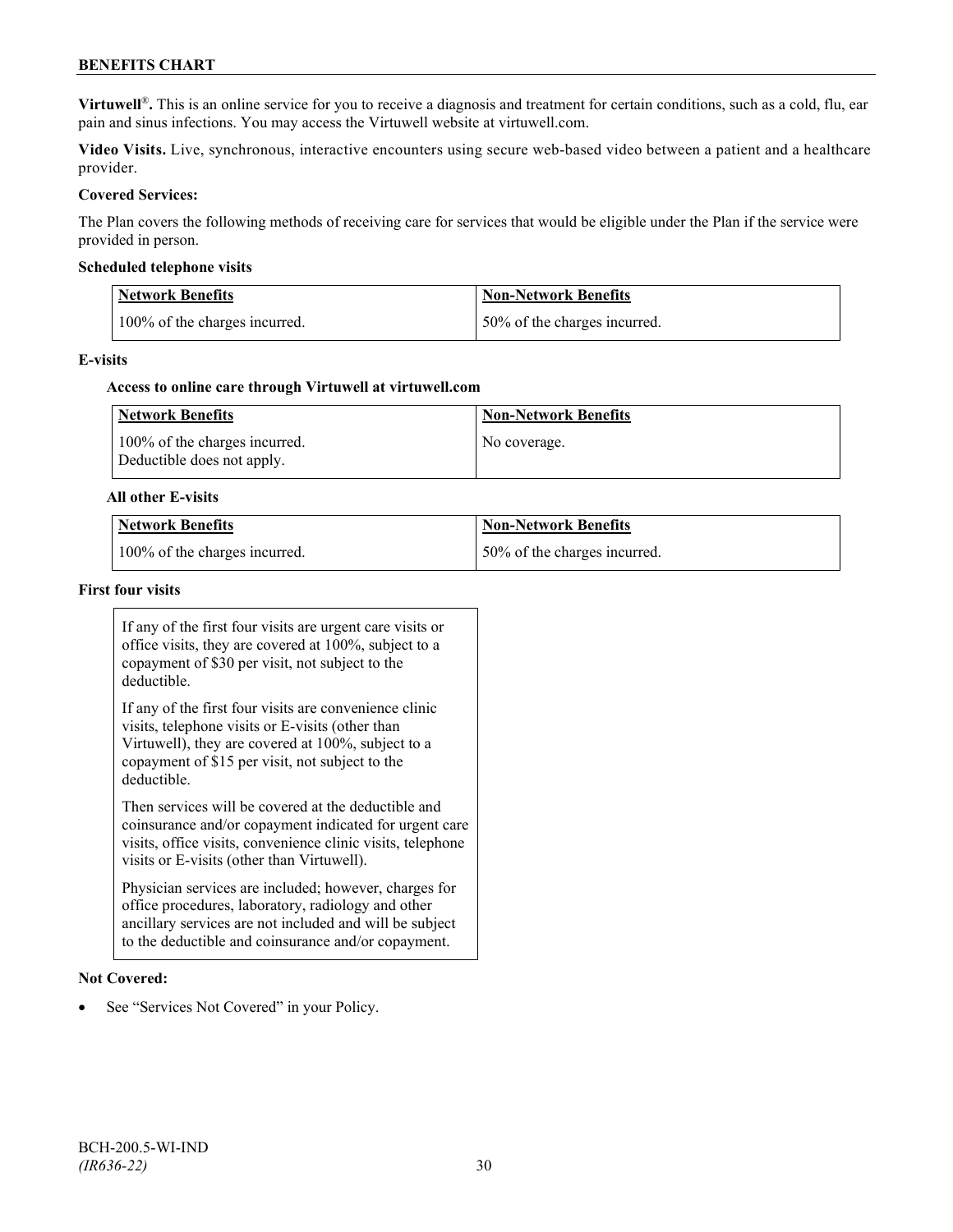**Virtuwell®.** This is an online service for you to receive a diagnosis and treatment for certain conditions, such as a cold, flu, ear pain and sinus infections. You may access the Virtuwell website at virtuwell.com.

**Video Visits.** Live, synchronous, interactive encounters using secure web-based video between a patient and a healthcare provider.

**Covered Services:**

The Plan covers the following methods of receiving care for services that would be eligible under the Plan if the service were provided in person.

**Scheduled telephone visits**

| Network Benefits | Non-Network Benefits |
|---|---|
| 100% of the charges incurred. | 50% of the charges incurred. |

**E-visits**

**Access to online care through Virtuwell at virtuwell.com**

| Network Benefits | Non-Network Benefits |
|---|---|
| 100% of the charges incurred. Deductible does not apply. | No coverage. |

**All other E-visits**

| Network Benefits | Non-Network Benefits |
|---|---|
| 100% of the charges incurred. | 50% of the charges incurred. |

**First four visits**

If any of the first four visits are urgent care visits or office visits, they are covered at 100%, subject to a copayment of $30 per visit, not subject to the deductible.

If any of the first four visits are convenience clinic visits, telephone visits or E-visits (other than Virtuwell), they are covered at 100%, subject to a copayment of $15 per visit, not subject to the deductible.

Then services will be covered at the deductible and coinsurance and/or copayment indicated for urgent care visits, office visits, convenience clinic visits, telephone visits or E-visits (other than Virtuwell).

Physician services are included; however, charges for office procedures, laboratory, radiology and other ancillary services are not included and will be subject to the deductible and coinsurance and/or copayment.

**Not Covered:**

- See "Services Not Covered" in your Policy.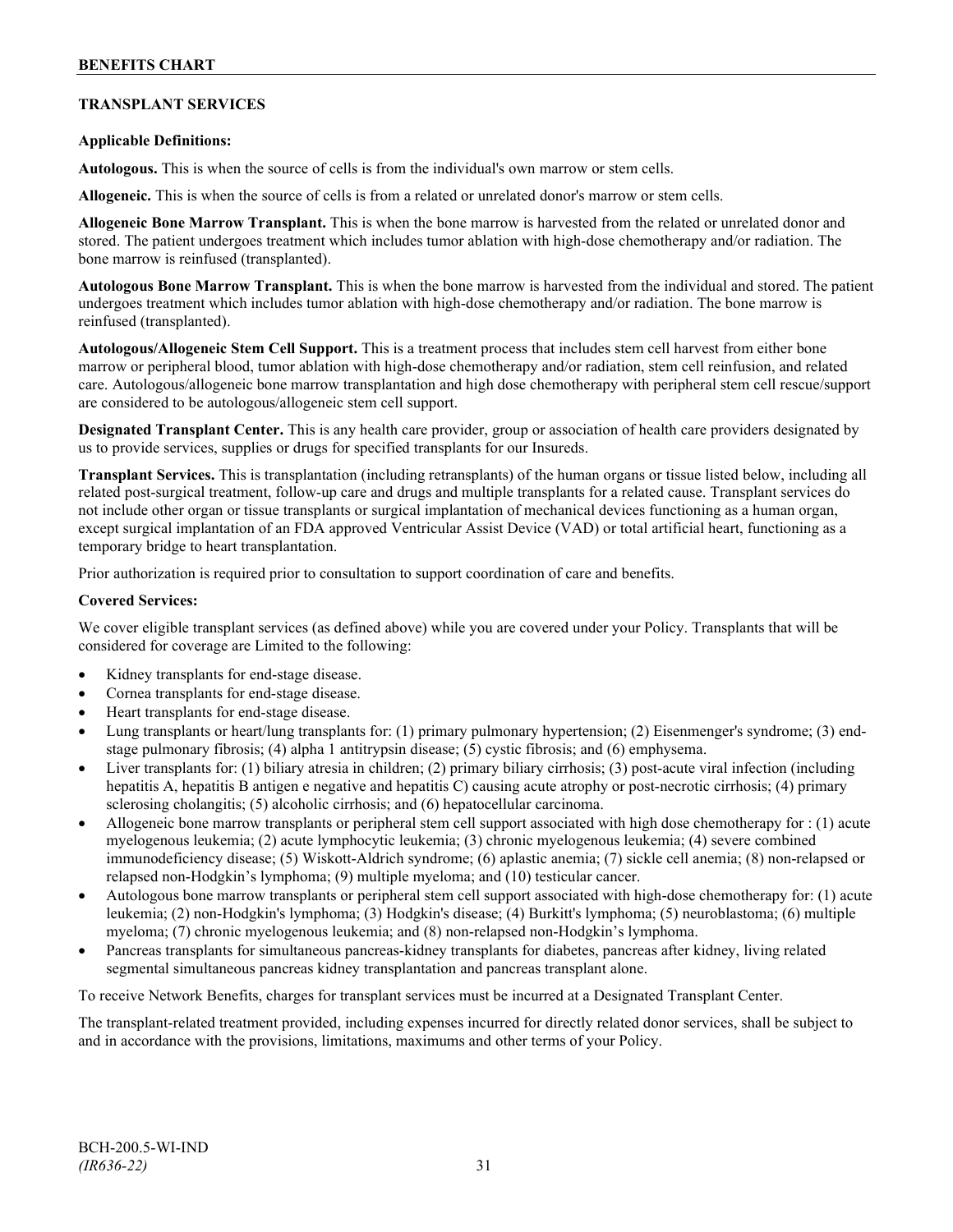## TRANSPLANT SERVICES

**Applicable Definitions:**

**Autologous.** This is when the source of cells is from the individual's own marrow or stem cells.

**Allogeneic.** This is when the source of cells is from a related or unrelated donor's marrow or stem cells.

**Allogeneic Bone Marrow Transplant.** This is when the bone marrow is harvested from the related or unrelated donor and stored. The patient undergoes treatment which includes tumor ablation with high-dose chemotherapy and/or radiation. The bone marrow is reinfused (transplanted).

**Autologous Bone Marrow Transplant.** This is when the bone marrow is harvested from the individual and stored. The patient undergoes treatment which includes tumor ablation with high-dose chemotherapy and/or radiation. The bone marrow is reinfused (transplanted).

**Autologous/Allogeneic Stem Cell Support.** This is a treatment process that includes stem cell harvest from either bone marrow or peripheral blood, tumor ablation with high-dose chemotherapy and/or radiation, stem cell reinfusion, and related care. Autologous/allogeneic bone marrow transplantation and high dose chemotherapy with peripheral stem cell rescue/support are considered to be autologous/allogeneic stem cell support.

**Designated Transplant Center.** This is any health care provider, group or association of health care providers designated by us to provide services, supplies or drugs for specified transplants for our Insureds.

**Transplant Services.** This is transplantation (including retransplants) of the human organs or tissue listed below, including all related post-surgical treatment, follow-up care and drugs and multiple transplants for a related cause. Transplant services do not include other organ or tissue transplants or surgical implantation of mechanical devices functioning as a human organ, except surgical implantation of an FDA approved Ventricular Assist Device (VAD) or total artificial heart, functioning as a temporary bridge to heart transplantation.

Prior authorization is required prior to consultation to support coordination of care and benefits.

**Covered Services:**

We cover eligible transplant services (as defined above) while you are covered under your Policy. Transplants that will be considered for coverage are Limited to the following:

- Kidney transplants for end-stage disease.
- Cornea transplants for end-stage disease.
- Heart transplants for end-stage disease.
- Lung transplants or heart/lung transplants for: (1) primary pulmonary hypertension; (2) Eisenmenger's syndrome; (3) end-stage pulmonary fibrosis; (4) alpha 1 antitrypsin disease; (5) cystic fibrosis; and (6) emphysema.
- Liver transplants for: (1) biliary atresia in children; (2) primary biliary cirrhosis; (3) post-acute viral infection (including hepatitis A, hepatitis B antigen e negative and hepatitis C) causing acute atrophy or post-necrotic cirrhosis; (4) primary sclerosing cholangitis; (5) alcoholic cirrhosis; and (6) hepatocellular carcinoma.
- Allogeneic bone marrow transplants or peripheral stem cell support associated with high dose chemotherapy for : (1) acute myelogenous leukemia; (2) acute lymphocytic leukemia; (3) chronic myelogenous leukemia; (4) severe combined immunodeficiency disease; (5) Wiskott-Aldrich syndrome; (6) aplastic anemia; (7) sickle cell anemia; (8) non-relapsed or relapsed non-Hodgkin's lymphoma; (9) multiple myeloma; and (10) testicular cancer.
- Autologous bone marrow transplants or peripheral stem cell support associated with high-dose chemotherapy for: (1) acute leukemia; (2) non-Hodgkin's lymphoma; (3) Hodgkin's disease; (4) Burkitt's lymphoma; (5) neuroblastoma; (6) multiple myeloma; (7) chronic myelogenous leukemia; and (8) non-relapsed non-Hodgkin's lymphoma.
- Pancreas transplants for simultaneous pancreas-kidney transplants for diabetes, pancreas after kidney, living related segmental simultaneous pancreas kidney transplantation and pancreas transplant alone.

To receive Network Benefits, charges for transplant services must be incurred at a Designated Transplant Center.

The transplant-related treatment provided, including expenses incurred for directly related donor services, shall be subject to and in accordance with the provisions, limitations, maximums and other terms of your Policy.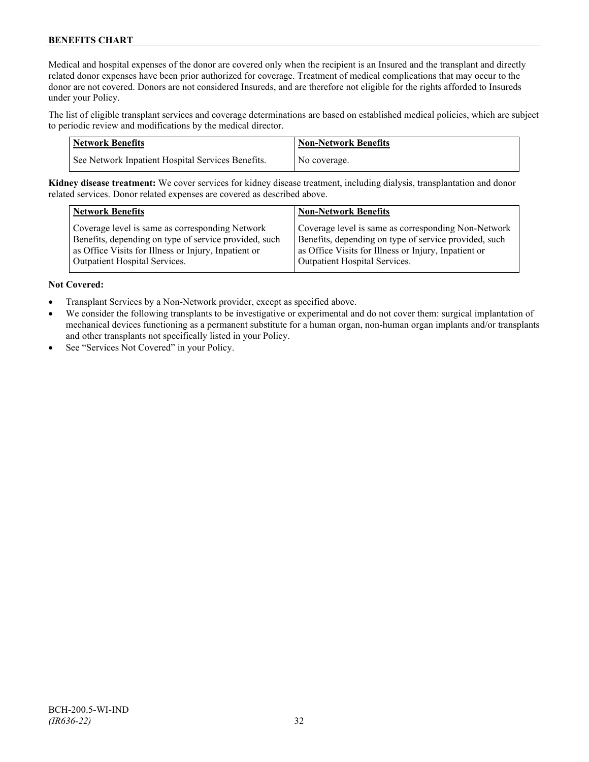Medical and hospital expenses of the donor are covered only when the recipient is an Insured and the transplant and directly related donor expenses have been prior authorized for coverage. Treatment of medical complications that may occur to the donor are not covered. Donors are not considered Insureds, and are therefore not eligible for the rights afforded to Insureds under your Policy.

The list of eligible transplant services and coverage determinations are based on established medical policies, which are subject to periodic review and modifications by the medical director.

| Network Benefits | Non-Network Benefits |
|---|---|
| See Network Inpatient Hospital Services Benefits. | No coverage. |

**Kidney disease treatment:** We cover services for kidney disease treatment, including dialysis, transplantation and donor related services. Donor related expenses are covered as described above.

| Network Benefits | Non-Network Benefits |
|---|---|
| Coverage level is same as corresponding Network Benefits, depending on type of service provided, such as Office Visits for Illness or Injury, Inpatient or Outpatient Hospital Services. | Coverage level is same as corresponding Non-Network Benefits, depending on type of service provided, such as Office Visits for Illness or Injury, Inpatient or Outpatient Hospital Services. |

**Not Covered:**

- Transplant Services by a Non-Network provider, except as specified above.
- We consider the following transplants to be investigative or experimental and do not cover them: surgical implantation of mechanical devices functioning as a permanent substitute for a human organ, non-human organ implants and/or transplants and other transplants not specifically listed in your Policy.
- See "Services Not Covered" in your Policy.